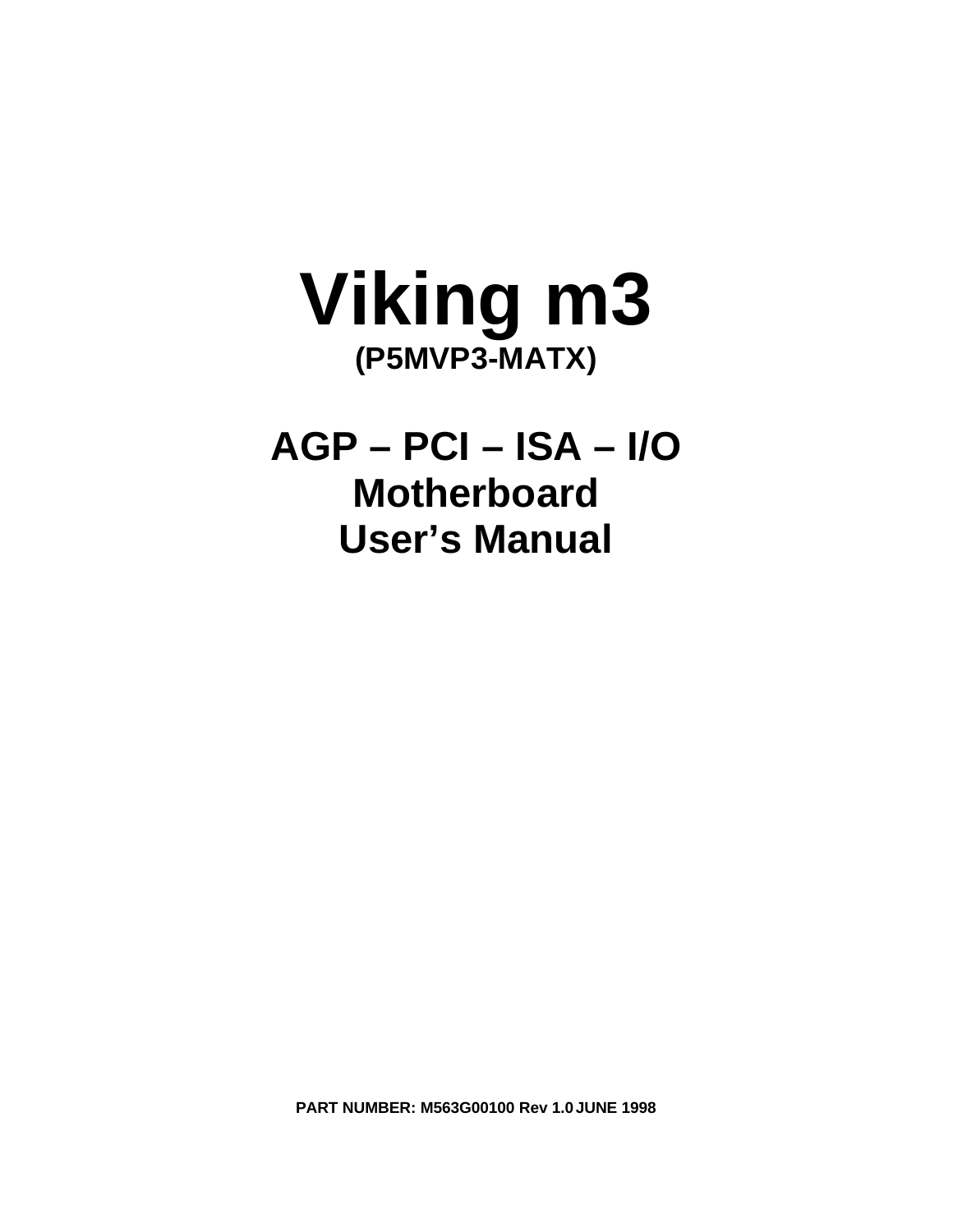# Viking m3

**(P5MVP3-MATX)**

## AGP – PCI – ISA – I/O
## Motherboard
## User's Manual

**PART NUMBER: M563G00100 Rev 1.0 JUNE 1998**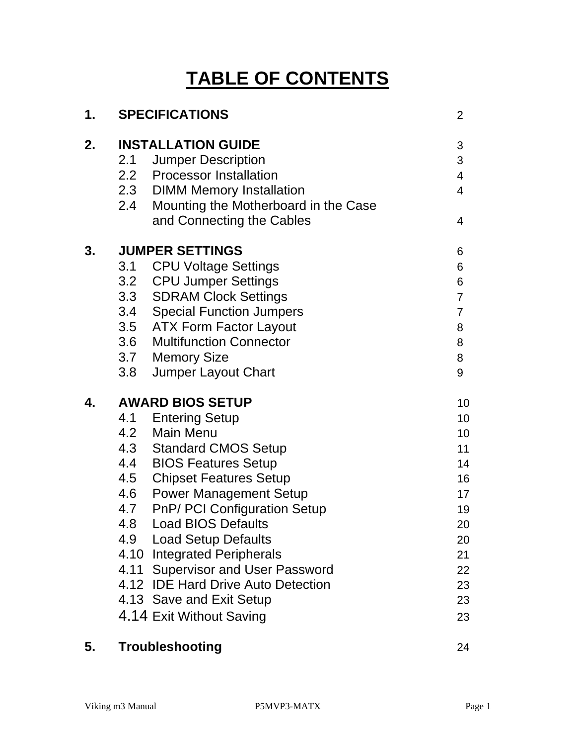# TABLE OF CONTENTS

| | | |
|---|---|---|
| **1.** | **SPECIFICATIONS** | 2 |
| | | |
| **2.** | **INSTALLATION GUIDE** | 3 |
| | 2.1 Jumper Description | 3 |
| | 2.2 Processor Installation | 4 |
| | 2.3 DIMM Memory Installation | 4 |
| | 2.4 Mounting the Motherboard in the Case and Connecting the Cables | 4 |
| | | |
| **3.** | **JUMPER SETTINGS** | 6 |
| | 3.1 CPU Voltage Settings | 6 |
| | 3.2 CPU Jumper Settings | 6 |
| | 3.3 SDRAM Clock Settings | 7 |
| | 3.4 Special Function Jumpers | 7 |
| | 3.5 ATX Form Factor Layout | 8 |
| | 3.6 Multifunction Connector | 8 |
| | 3.7 Memory Size | 8 |
| | 3.8 Jumper Layout Chart | 9 |
| | | |
| **4.** | **AWARD BIOS SETUP** | 10 |
| | 4.1 Entering Setup | 10 |
| | 4.2 Main Menu | 10 |
| | 4.3 Standard CMOS Setup | 11 |
| | 4.4 BIOS Features Setup | 14 |
| | 4.5 Chipset Features Setup | 16 |
| | 4.6 Power Management Setup | 17 |
| | 4.7 PnP/ PCI Configuration Setup | 19 |
| | 4.8 Load BIOS Defaults | 20 |
| | 4.9 Load Setup Defaults | 20 |
| | 4.10 Integrated Peripherals | 21 |
| | 4.11 Supervisor and User Password | 22 |
| | 4.12 IDE Hard Drive Auto Detection | 23 |
| | 4.13 Save and Exit Setup | 23 |
| | 4.14 Exit Without Saving | 23 |
| | | |
| **5.** | **Troubleshooting** | 24 |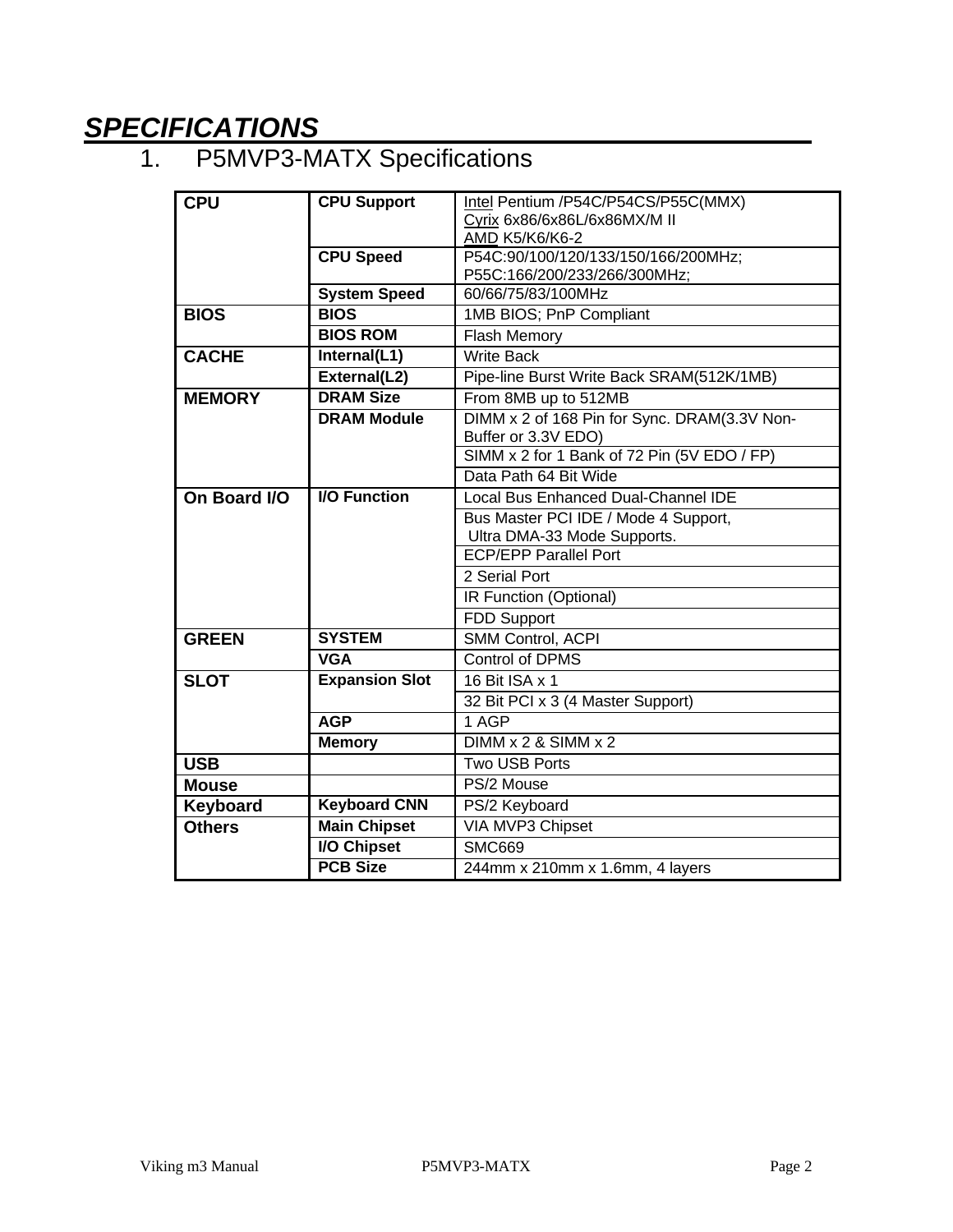# *SPECIFICATIONS*

## 1. P5MVP3-MATX Specifications

| | | |
|---|---|---|
| **CPU** | **CPU Support** | Intel Pentium /P54C/P54CS/P55C(MMX)<br>Cyrix 6x86/6x86L/6x86MX/M II<br>AMD K5/K6/K6-2 |
| | **CPU Speed** | P54C:90/100/120/133/150/166/200MHz;<br>P55C:166/200/233/266/300MHz; |
| | **System Speed** | 60/66/75/83/100MHz |
| **BIOS** | **BIOS** | 1MB BIOS; PnP Compliant |
| | **BIOS ROM** | Flash Memory |
| **CACHE** | **Internal(L1)** | Write Back |
| | **External(L2)** | Pipe-line Burst Write Back SRAM(512K/1MB) |
| **MEMORY** | **DRAM Size** | From 8MB up to 512MB |
| | **DRAM Module** | DIMM x 2 of 168 Pin for Sync. DRAM(3.3V Non-Buffer or 3.3V EDO) |
| | | SIMM x 2 for 1 Bank of 72 Pin (5V EDO / FP) |
| | | Data Path 64 Bit Wide |
| **On Board I/O** | **I/O Function** | Local Bus Enhanced Dual-Channel IDE |
| | | Bus Master PCI IDE / Mode 4 Support,<br>Ultra DMA-33 Mode Supports. |
| | | ECP/EPP Parallel Port |
| | | 2 Serial Port |
| | | IR Function (Optional) |
| | | FDD Support |
| **GREEN** | **SYSTEM** | SMM Control, ACPI |
| | **VGA** | Control of DPMS |
| **SLOT** | **Expansion Slot** | 16 Bit ISA x 1 |
| | | 32 Bit PCI x 3 (4 Master Support) |
| | **AGP** | 1 AGP |
| | **Memory** | DIMM x 2 & SIMM x 2 |
| **USB** | | Two USB Ports |
| **Mouse** | | PS/2 Mouse |
| **Keyboard** | **Keyboard CNN** | PS/2 Keyboard |
| **Others** | **Main Chipset** | VIA MVP3 Chipset |
| | **I/O Chipset** | SMC669 |
| | **PCB Size** | 244mm x 210mm x 1.6mm, 4 layers |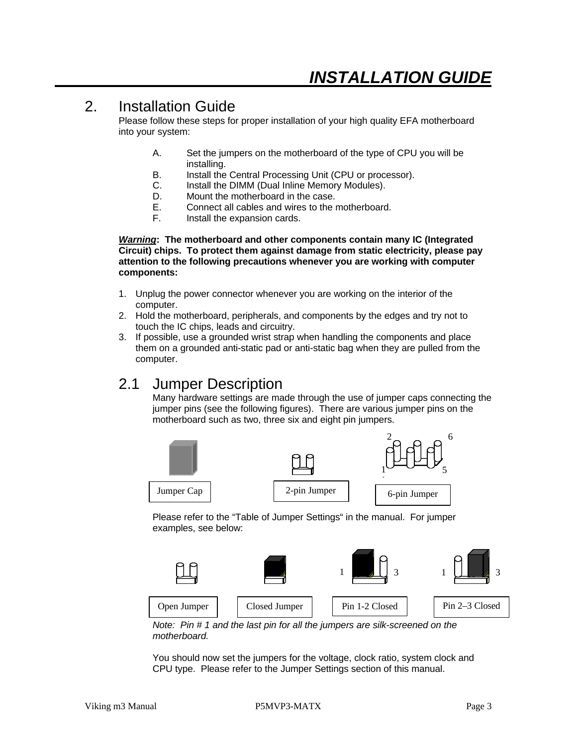# INSTALLATION GUIDE

## 2. Installation Guide

Please follow these steps for proper installation of your high quality EFA motherboard into your system:

A. Set the jumpers on the motherboard of the type of CPU you will be installing.
B. Install the Central Processing Unit (CPU or processor).
C. Install the DIMM (Dual Inline Memory Modules).
D. Mount the motherboard in the case.
E. Connect all cables and wires to the motherboard.
F. Install the expansion cards.

***Warning*: The motherboard and other components contain many IC (Integrated Circuit) chips. To protect them against damage from static electricity, please pay attention to the following precautions whenever you are working with computer components:**

1. Unplug the power connector whenever you are working on the interior of the computer.
2. Hold the motherboard, peripherals, and components by the edges and try not to touch the IC chips, leads and circuitry.
3. If possible, use a grounded wrist strap when handling the components and place them on a grounded anti-static pad or anti-static bag when they are pulled from the computer.

## 2.1 Jumper Description

Many hardware settings are made through the use of jumper caps connecting the jumper pins (see the following figures). There are various jumper pins on the motherboard such as two, three six and eight pin jumpers.

Jumper Cap | 2-pin Jumper | 6-pin Jumper

Please refer to the "Table of Jumper Settings" in the manual. For jumper examples, see below:

Open Jumper | Closed Jumper | Pin 1-2 Closed | Pin 2–3 Closed

*Note: Pin # 1 and the last pin for all the jumpers are silk-screened on the motherboard.*

You should now set the jumpers for the voltage, clock ratio, system clock and CPU type. Please refer to the Jumper Settings section of this manual.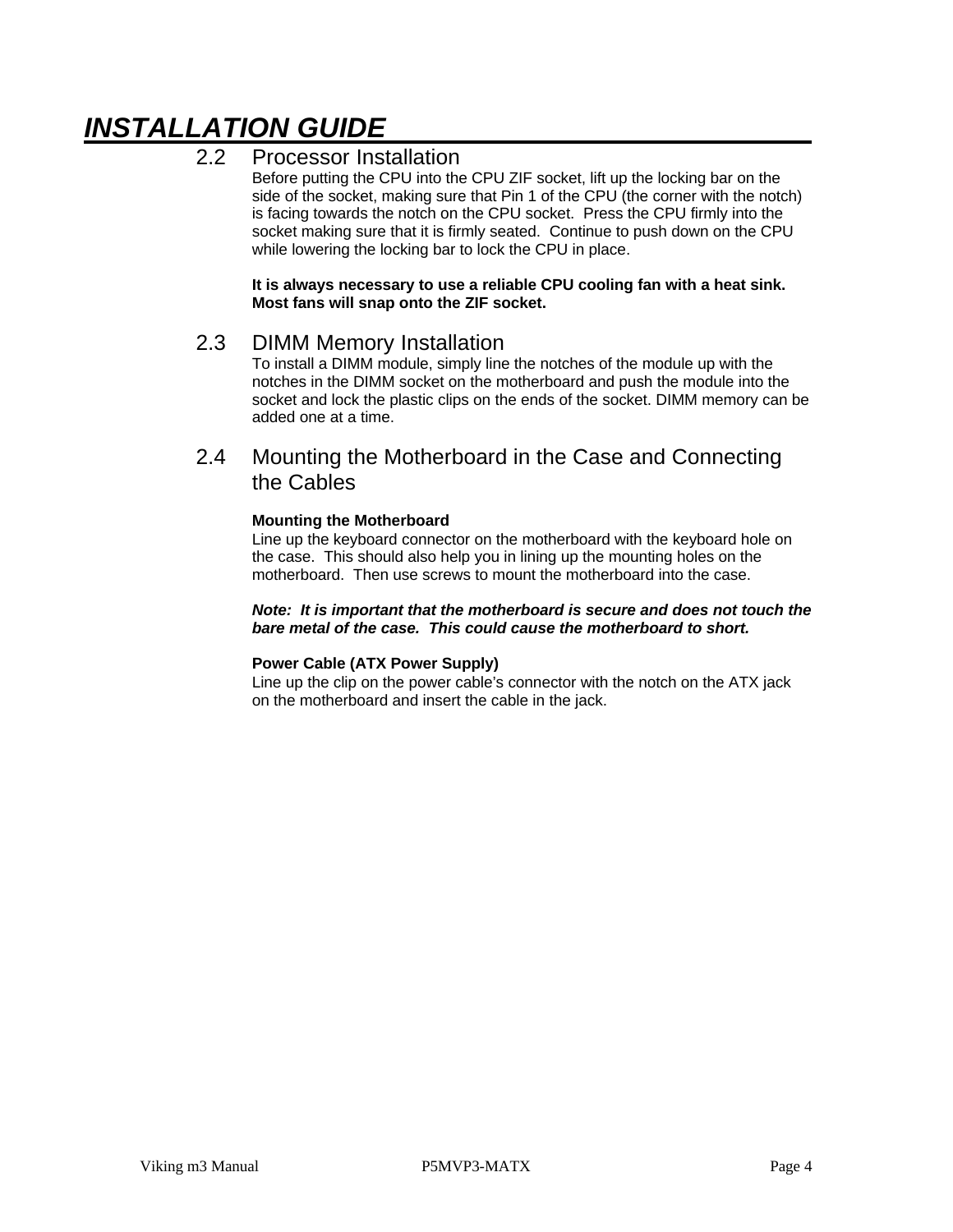# INSTALLATION GUIDE

## 2.2 Processor Installation

Before putting the CPU into the CPU ZIF socket, lift up the locking bar on the side of the socket, making sure that Pin 1 of the CPU (the corner with the notch) is facing towards the notch on the CPU socket. Press the CPU firmly into the socket making sure that it is firmly seated. Continue to push down on the CPU while lowering the locking bar to lock the CPU in place.

**It is always necessary to use a reliable CPU cooling fan with a heat sink. Most fans will snap onto the ZIF socket.**

## 2.3 DIMM Memory Installation

To install a DIMM module, simply line the notches of the module up with the notches in the DIMM socket on the motherboard and push the module into the socket and lock the plastic clips on the ends of the socket. DIMM memory can be added one at a time.

## 2.4 Mounting the Motherboard in the Case and Connecting the Cables

**Mounting the Motherboard**

Line up the keyboard connector on the motherboard with the keyboard hole on the case. This should also help you in lining up the mounting holes on the motherboard. Then use screws to mount the motherboard into the case.

***Note: It is important that the motherboard is secure and does not touch the bare metal of the case. This could cause the motherboard to short.***

**Power Cable (ATX Power Supply)**

Line up the clip on the power cable's connector with the notch on the ATX jack on the motherboard and insert the cable in the jack.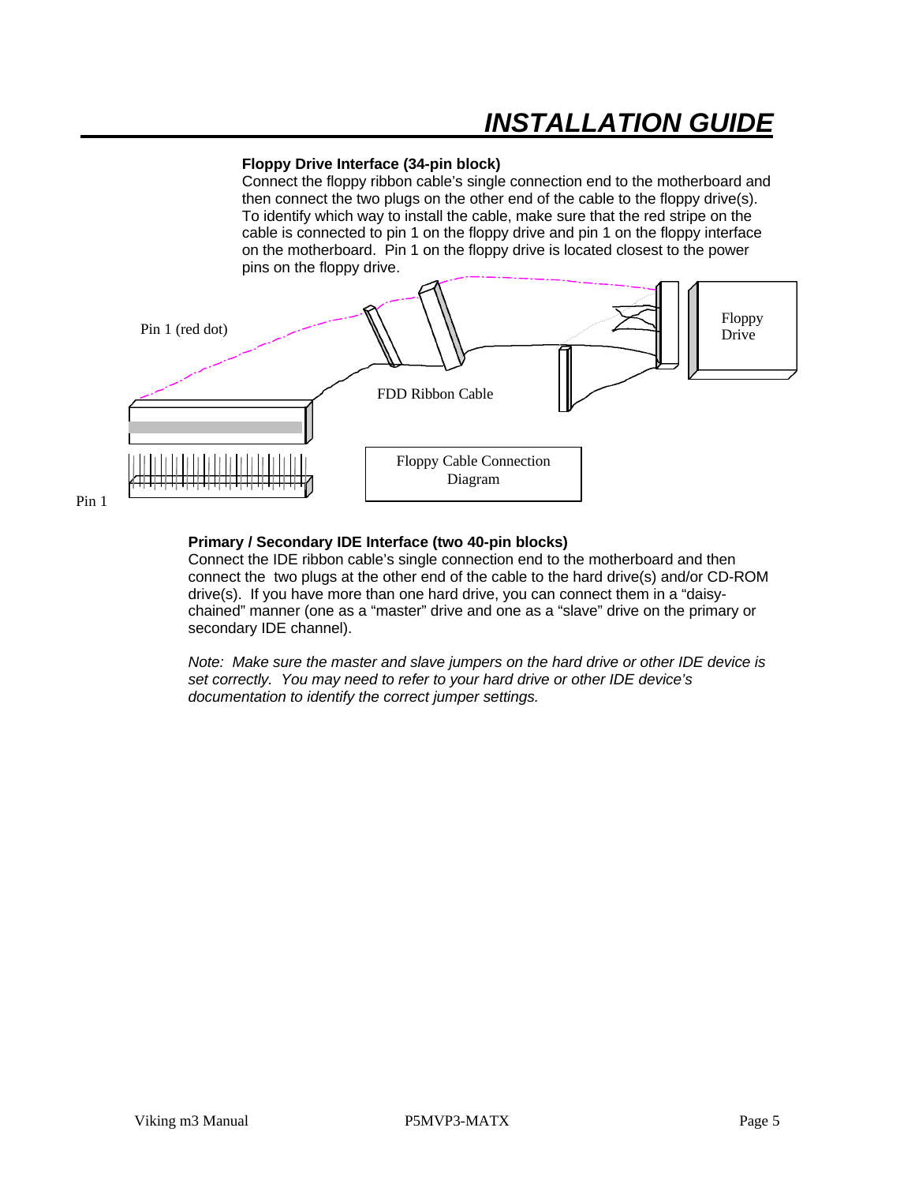## INSTALLATION GUIDE

**Floppy Drive Interface (34-pin block)**

Connect the floppy ribbon cable's single connection end to the motherboard and then connect the two plugs on the other end of the cable to the floppy drive(s). To identify which way to install the cable, make sure that the red stripe on the cable is connected to pin 1 on the floppy drive and pin 1 on the floppy interface on the motherboard. Pin 1 on the floppy drive is located closest to the power pins on the floppy drive.

Pin 1 (red dot)

FDD Ribbon Cable

Floppy Drive

Pin 1

Floppy Cable Connection Diagram

**Primary / Secondary IDE Interface (two 40-pin blocks)**

Connect the IDE ribbon cable's single connection end to the motherboard and then connect the two plugs at the other end of the cable to the hard drive(s) and/or CD-ROM drive(s). If you have more than one hard drive, you can connect them in a "daisy-chained" manner (one as a "master" drive and one as a "slave" drive on the primary or secondary IDE channel).

*Note: Make sure the master and slave jumpers on the hard drive or other IDE device is set correctly. You may need to refer to your hard drive or other IDE device's documentation to identify the correct jumper settings.*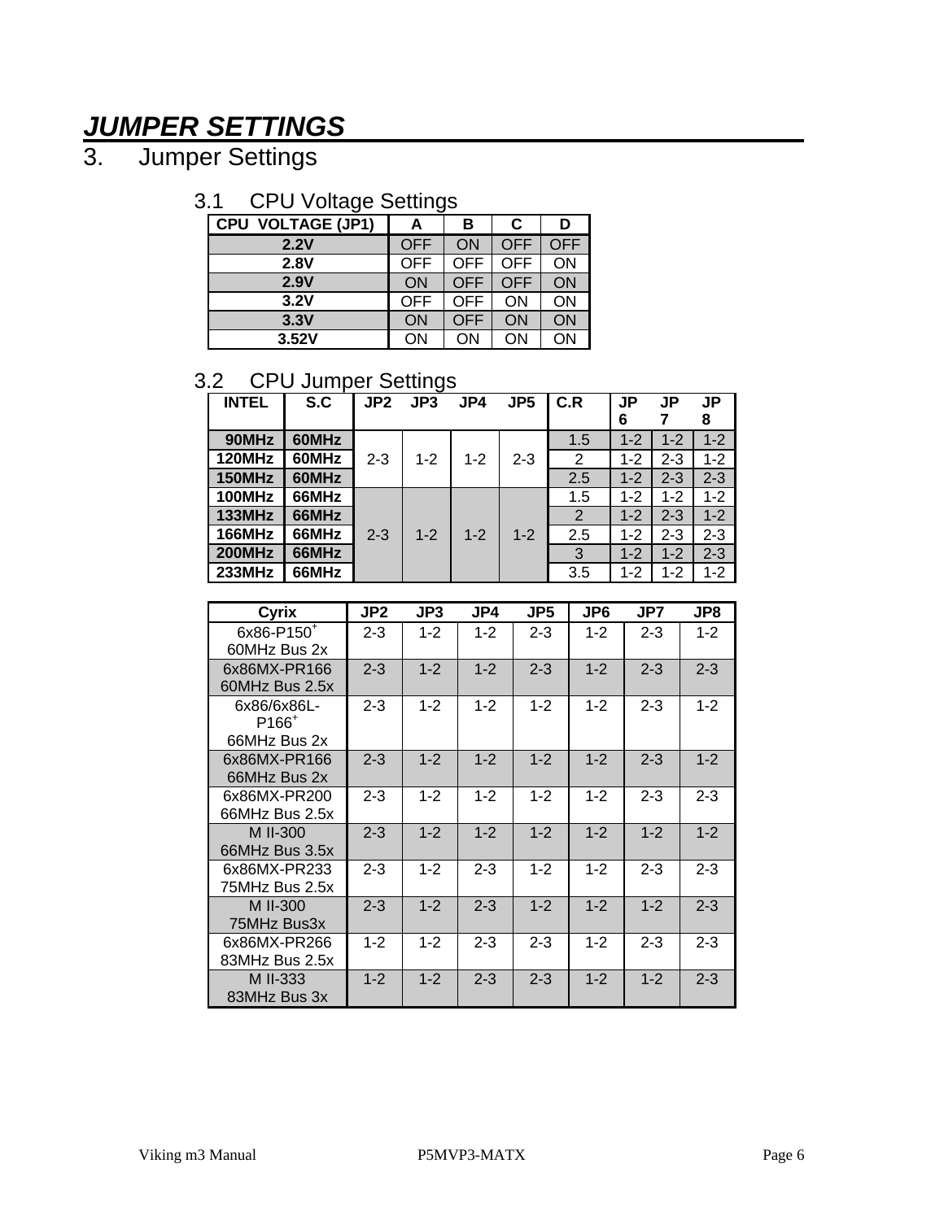# *JUMPER SETTINGS*

# 3. Jumper Settings

## 3.1 CPU Voltage Settings

| CPU VOLTAGE (JP1) | A | B | C | D |
|---|---|---|---|---|
| **2.2V** | OFF | ON | OFF | OFF |
| **2.8V** | OFF | OFF | OFF | ON |
| **2.9V** | ON | OFF | OFF | ON |
| **3.2V** | OFF | OFF | ON | ON |
| **3.3V** | ON | OFF | ON | ON |
| **3.52V** | ON | ON | ON | ON |

## 3.2 CPU Jumper Settings

| INTEL | S.C | JP2 | JP3 | JP4 | JP5 | C.R | JP 6 | JP 7 | JP 8 |
|---|---|---|---|---|---|---|---|---|---|
| **90MHz** | **60MHz** | 2-3 | 1-2 | 1-2 | 2-3 | 1.5 | 1-2 | 1-2 | 1-2 |
| **120MHz** | **60MHz** | | | | | 2 | 1-2 | 2-3 | 1-2 |
| **150MHz** | **60MHz** | | | | | 2.5 | 1-2 | 2-3 | 2-3 |
| **100MHz** | **66MHz** | 2-3 | 1-2 | 1-2 | 1-2 | 1.5 | 1-2 | 1-2 | 1-2 |
| **133MHz** | **66MHz** | | | | | 2 | 1-2 | 2-3 | 1-2 |
| **166MHz** | **66MHz** | | | | | 2.5 | 1-2 | 2-3 | 2-3 |
| **200MHz** | **66MHz** | | | | | 3 | 1-2 | 1-2 | 2-3 |
| **233MHz** | **66MHz** | | | | | 3.5 | 1-2 | 1-2 | 1-2 |

| Cyrix | JP2 | JP3 | JP4 | JP5 | JP6 | JP7 | JP8 |
|---|---|---|---|---|---|---|---|
| 6x86-P150+ 60MHz Bus 2x | 2-3 | 1-2 | 1-2 | 2-3 | 1-2 | 2-3 | 1-2 |
| 6x86MX-PR166 60MHz Bus 2.5x | 2-3 | 1-2 | 1-2 | 2-3 | 1-2 | 2-3 | 2-3 |
| 6x86/6x86L-P166+ 66MHz Bus 2x | 2-3 | 1-2 | 1-2 | 1-2 | 1-2 | 2-3 | 1-2 |
| 6x86MX-PR166 66MHz Bus 2x | 2-3 | 1-2 | 1-2 | 1-2 | 1-2 | 2-3 | 1-2 |
| 6x86MX-PR200 66MHz Bus 2.5x | 2-3 | 1-2 | 1-2 | 1-2 | 1-2 | 2-3 | 2-3 |
| M II-300 66MHz Bus 3.5x | 2-3 | 1-2 | 1-2 | 1-2 | 1-2 | 1-2 | 1-2 |
| 6x86MX-PR233 75MHz Bus 2.5x | 2-3 | 1-2 | 2-3 | 1-2 | 1-2 | 2-3 | 2-3 |
| M II-300 75MHz Bus3x | 2-3 | 1-2 | 2-3 | 1-2 | 1-2 | 1-2 | 2-3 |
| 6x86MX-PR266 83MHz Bus 2.5x | 1-2 | 1-2 | 2-3 | 2-3 | 1-2 | 2-3 | 2-3 |
| M II-333 83MHz Bus 3x | 1-2 | 1-2 | 2-3 | 2-3 | 1-2 | 1-2 | 2-3 |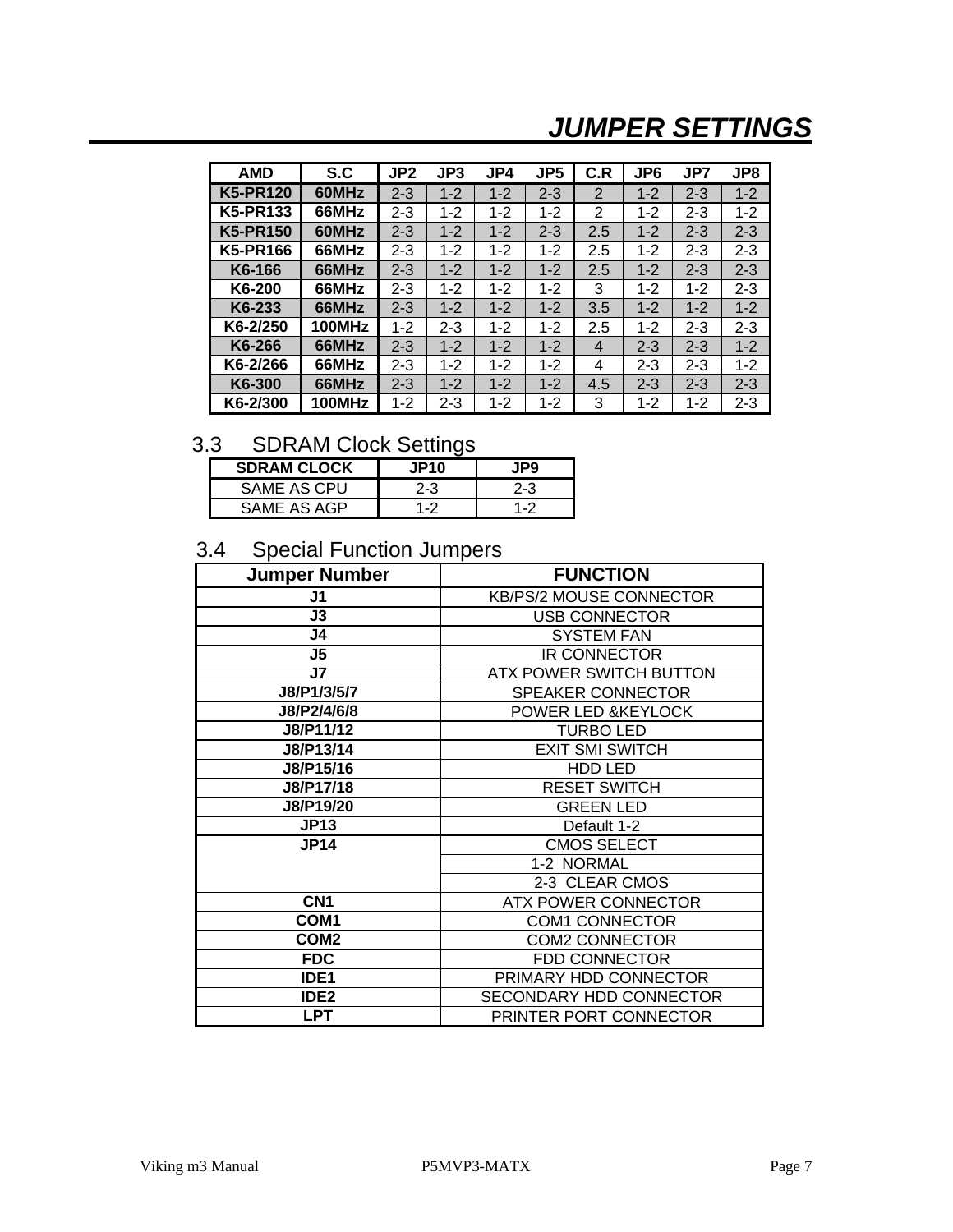# JUMPER SETTINGS

| AMD | S.C | JP2 | JP3 | JP4 | JP5 | C.R | JP6 | JP7 | JP8 |
|---|---|---|---|---|---|---|---|---|---|
| K5-PR120 | 60MHz | 2-3 | 1-2 | 1-2 | 2-3 | 2 | 1-2 | 2-3 | 1-2 |
| K5-PR133 | 66MHz | 2-3 | 1-2 | 1-2 | 1-2 | 2 | 1-2 | 2-3 | 1-2 |
| K5-PR150 | 60MHz | 2-3 | 1-2 | 1-2 | 2-3 | 2.5 | 1-2 | 2-3 | 2-3 |
| K5-PR166 | 66MHz | 2-3 | 1-2 | 1-2 | 1-2 | 2.5 | 1-2 | 2-3 | 2-3 |
| K6-166 | 66MHz | 2-3 | 1-2 | 1-2 | 1-2 | 2.5 | 1-2 | 2-3 | 2-3 |
| K6-200 | 66MHz | 2-3 | 1-2 | 1-2 | 1-2 | 3 | 1-2 | 1-2 | 2-3 |
| K6-233 | 66MHz | 2-3 | 1-2 | 1-2 | 1-2 | 3.5 | 1-2 | 1-2 | 1-2 |
| K6-2/250 | 100MHz | 1-2 | 2-3 | 1-2 | 1-2 | 2.5 | 1-2 | 2-3 | 2-3 |
| K6-266 | 66MHz | 2-3 | 1-2 | 1-2 | 1-2 | 4 | 2-3 | 2-3 | 1-2 |
| K6-2/266 | 66MHz | 2-3 | 1-2 | 1-2 | 1-2 | 4 | 2-3 | 2-3 | 1-2 |
| K6-300 | 66MHz | 2-3 | 1-2 | 1-2 | 1-2 | 4.5 | 2-3 | 2-3 | 2-3 |
| K6-2/300 | 100MHz | 1-2 | 2-3 | 1-2 | 1-2 | 3 | 1-2 | 1-2 | 2-3 |

## 3.3 SDRAM Clock Settings

| SDRAM CLOCK | JP10 | JP9 |
|---|---|---|
| SAME AS CPU | 2-3 | 2-3 |
| SAME AS AGP | 1-2 | 1-2 |

## 3.4 Special Function Jumpers

| Jumper Number | FUNCTION |
|---|---|
| J1 | KB/PS/2 MOUSE CONNECTOR |
| J3 | USB CONNECTOR |
| J4 | SYSTEM FAN |
| J5 | IR CONNECTOR |
| J7 | ATX POWER SWITCH BUTTON |
| J8/P1/3/5/7 | SPEAKER CONNECTOR |
| J8/P2/4/6/8 | POWER LED &KEYLOCK |
| J8/P11/12 | TURBO LED |
| J8/P13/14 | EXIT SMI SWITCH |
| J8/P15/16 | HDD LED |
| J8/P17/18 | RESET SWITCH |
| J8/P19/20 | GREEN LED |
| JP13 | Default 1-2 |
| JP14 | CMOS SELECT |
| | 1-2 NORMAL |
| | 2-3 CLEAR CMOS |
| CN1 | ATX POWER CONNECTOR |
| COM1 | COM1 CONNECTOR |
| COM2 | COM2 CONNECTOR |
| FDC | FDD CONNECTOR |
| IDE1 | PRIMARY HDD CONNECTOR |
| IDE2 | SECONDARY HDD CONNECTOR |
| LPT | PRINTER PORT CONNECTOR |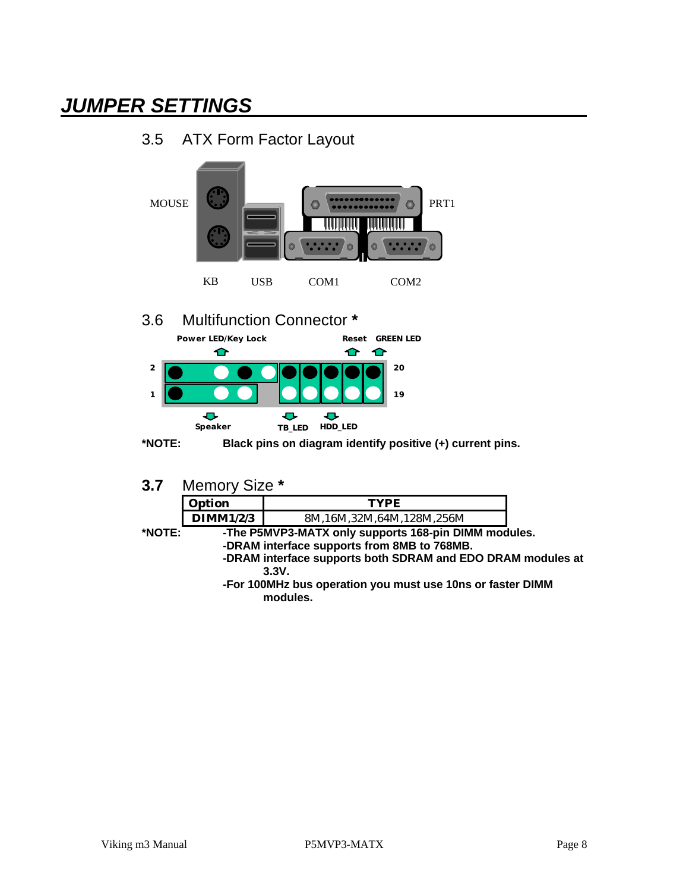# JUMPER SETTINGS

## 3.5 ATX Form Factor Layout

MOUSE

PRT1

KB USB COM1 COM2

## 3.6 Multifunction Connector *

Power LED/Key Lock

Reset GREEN LED

2 20

1 19

Speaker TB_LED HDD_LED

**\*NOTE: Black pins on diagram identify positive (+) current pins.**

## 3.7 Memory Size *

| Option | TYPE |
|---|---|
| DIMM1/2/3 | 8M,16M,32M,64M,128M,256M |

**\*NOTE:**
**-The P5MVP3-MATX only supports 168-pin DIMM modules.**
**-DRAM interface supports from 8MB to 768MB.**
**-DRAM interface supports both SDRAM and EDO DRAM modules at 3.3V.**
**-For 100MHz bus operation you must use 10ns or faster DIMM modules.**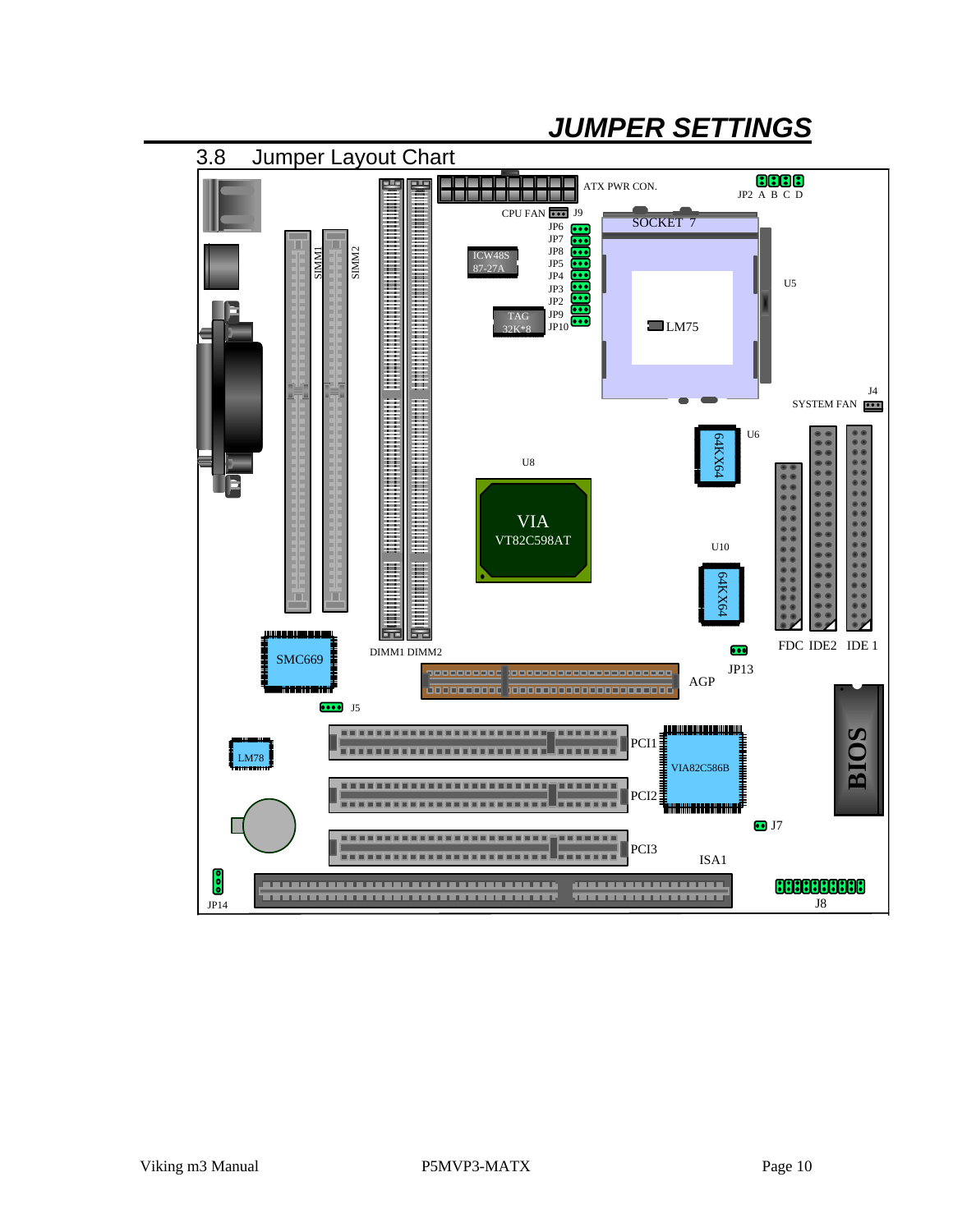# JUMPER SETTINGS

## 3.8 Jumper Layout Chart

ATX PWR CON.

JP2 A B C D

CPU FAN J9

JP6

JP7

JP8

JP5

JP4

JP3

JP2

JP9

JP10

SOCKET 7

ICW48S 87-27A

TAG 32K*8

LM75

U5

SIMM1

SIMM2

J4

SYSTEM FAN

U6

64KX64

U8

VIA VT82C598AT

U10

64KX64

FDC IDE2 IDE 1

SMC669

DIMM1 DIMM2

JP13

AGP

J5

LM78

PCI1

VIA82C586B

PCI2

BIOS

J7

PCI3

ISA1

JP14

J8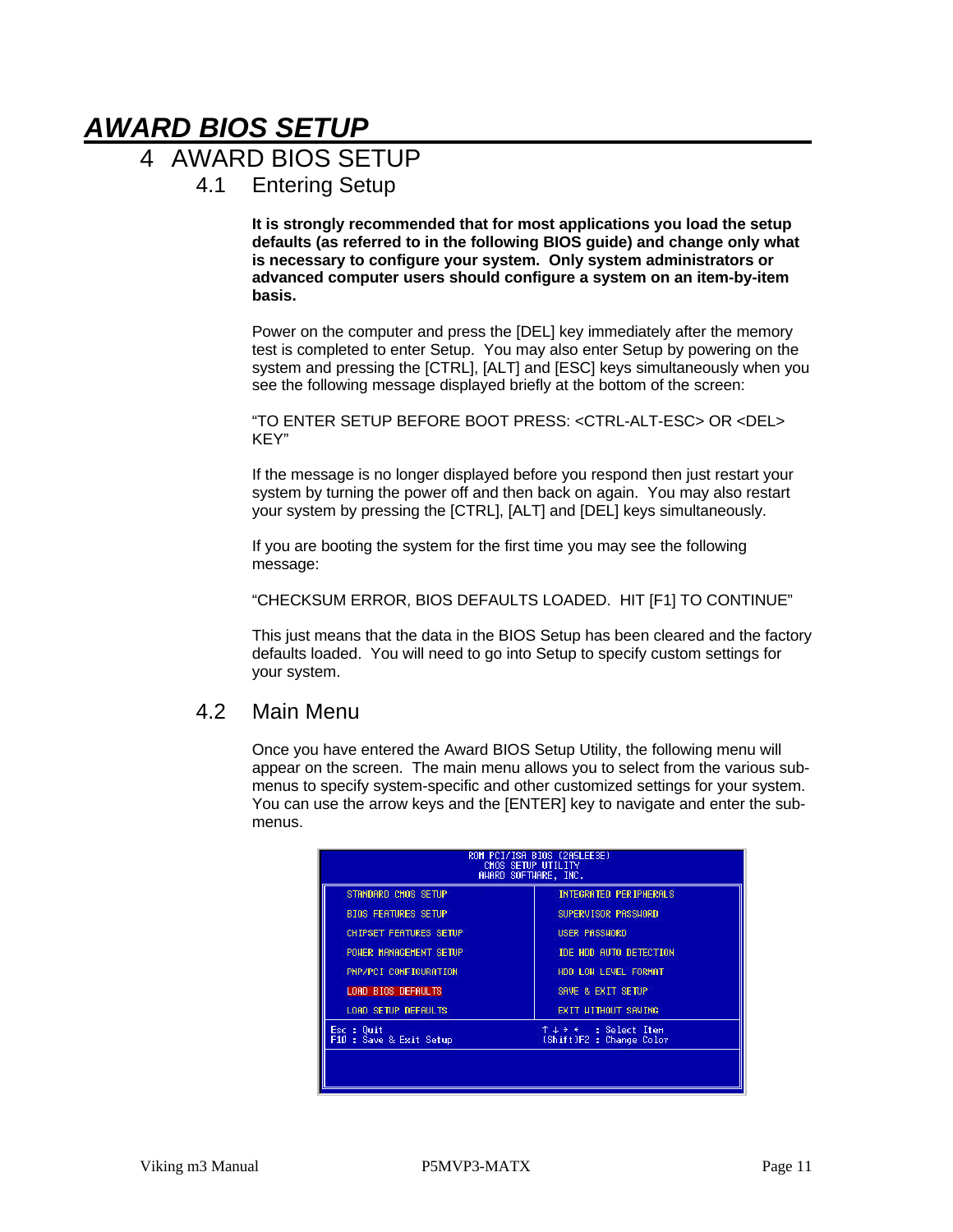# *AWARD BIOS SETUP*

## 4 AWARD BIOS SETUP

### 4.1 Entering Setup

**It is strongly recommended that for most applications you load the setup defaults (as referred to in the following BIOS guide) and change only what is necessary to configure your system. Only system administrators or advanced computer users should configure a system on an item-by-item basis.**

Power on the computer and press the [DEL] key immediately after the memory test is completed to enter Setup. You may also enter Setup by powering on the system and pressing the [CTRL], [ALT] and [ESC] keys simultaneously when you see the following message displayed briefly at the bottom of the screen:

"TO ENTER SETUP BEFORE BOOT PRESS: <CTRL-ALT-ESC> OR <DEL> KEY"

If the message is no longer displayed before you respond then just restart your system by turning the power off and then back on again. You may also restart your system by pressing the [CTRL], [ALT] and [DEL] keys simultaneously.

If you are booting the system for the first time you may see the following message:

"CHECKSUM ERROR, BIOS DEFAULTS LOADED. HIT [F1] TO CONTINUE"

This just means that the data in the BIOS Setup has been cleared and the factory defaults loaded. You will need to go into Setup to specify custom settings for your system.

### 4.2 Main Menu

Once you have entered the Award BIOS Setup Utility, the following menu will appear on the screen. The main menu allows you to select from the various sub-menus to specify system-specific and other customized settings for your system. You can use the arrow keys and the [ENTER] key to navigate and enter the sub-menus.

```
                  ROM PCI/ISA BIOS (2A5LEE3E)
                       CMOS SETUP UTILITY
                     AWARD SOFTWARE, INC.

  STANDARD CMOS SETUP              INTEGRATED PERIPHERALS
  BIOS FEATURES SETUP              SUPERVISOR PASSWORD
  CHIPSET FEATURES SETUP           USER PASSWORD
  POWER MANAGEMENT SETUP           IDE HDD AUTO DETECTION
  PNP/PCI CONFIGURATION            HDD LOW LEVEL FORMAT
  LOAD BIOS DEFAULTS               SAVE & EXIT SETUP
  LOAD SETUP DEFAULTS              EXIT WITHOUT SAVING

 Esc : Quit                        ↑ ↓ → ←   : Select Item
 F10 : Save & Exit Setup           (Shift)F2 : Change Color
```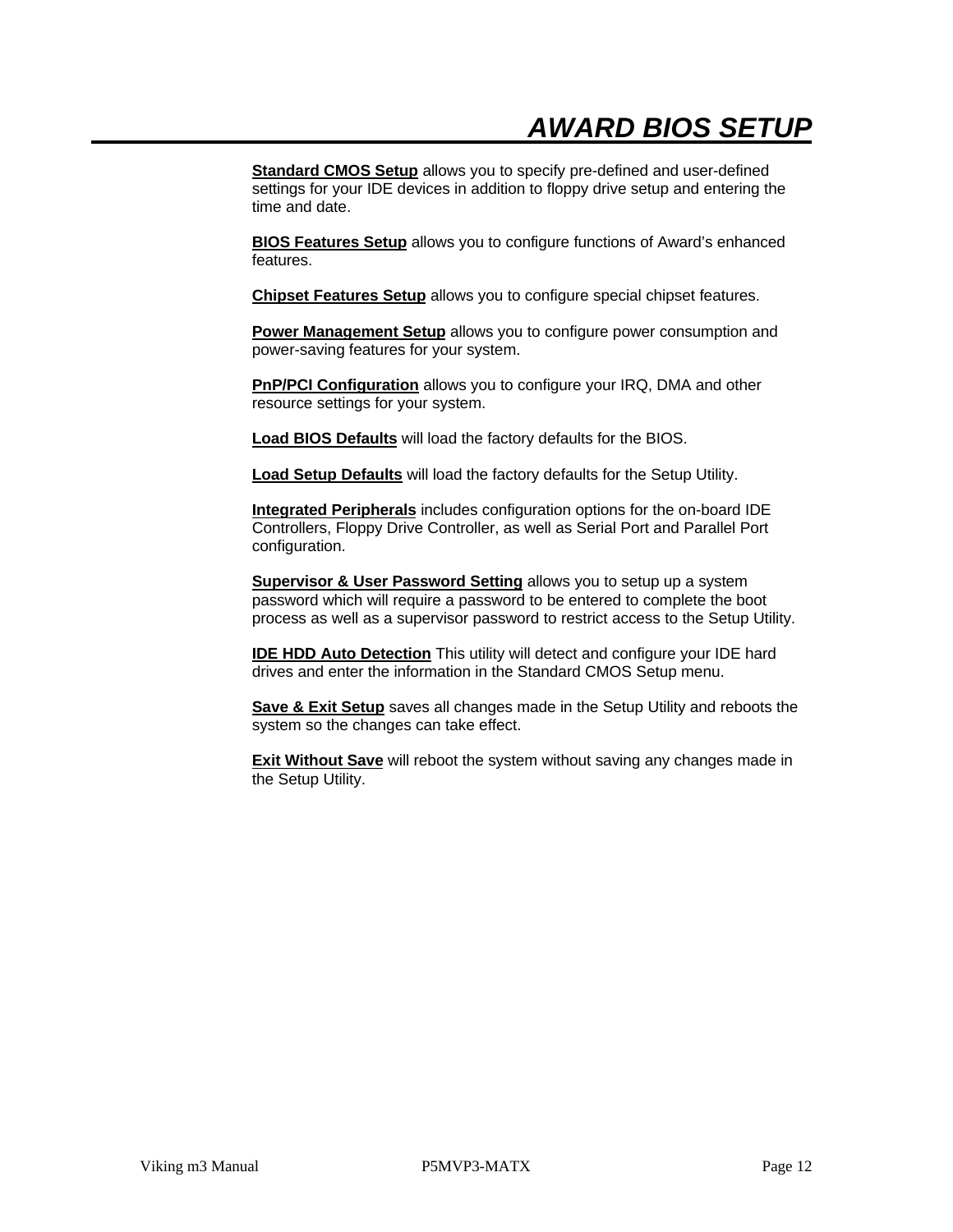# AWARD BIOS SETUP

**Standard CMOS Setup** allows you to specify pre-defined and user-defined settings for your IDE devices in addition to floppy drive setup and entering the time and date.

**BIOS Features Setup** allows you to configure functions of Award's enhanced features.

**Chipset Features Setup** allows you to configure special chipset features.

**Power Management Setup** allows you to configure power consumption and power-saving features for your system.

**PnP/PCI Configuration** allows you to configure your IRQ, DMA and other resource settings for your system.

**Load BIOS Defaults** will load the factory defaults for the BIOS.

**Load Setup Defaults** will load the factory defaults for the Setup Utility.

**Integrated Peripherals** includes configuration options for the on-board IDE Controllers, Floppy Drive Controller, as well as Serial Port and Parallel Port configuration.

**Supervisor & User Password Setting** allows you to setup up a system password which will require a password to be entered to complete the boot process as well as a supervisor password to restrict access to the Setup Utility.

**IDE HDD Auto Detection** This utility will detect and configure your IDE hard drives and enter the information in the Standard CMOS Setup menu.

**Save & Exit Setup** saves all changes made in the Setup Utility and reboots the system so the changes can take effect.

**Exit Without Save** will reboot the system without saving any changes made in the Setup Utility.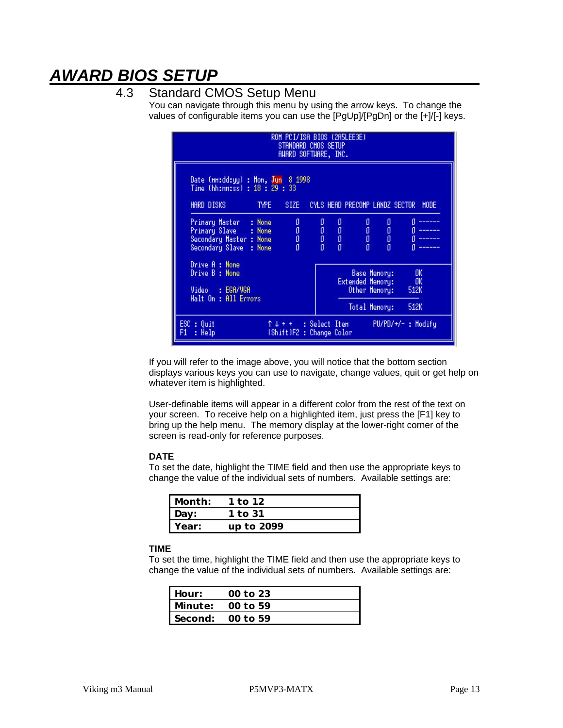# AWARD BIOS SETUP

## 4.3 Standard CMOS Setup Menu

You can navigate through this menu by using the arrow keys. To change the values of configurable items you can use the [PgUp]/[PgDn] or the [+]/[-] keys.

```
                    ROM PCI/ISA BIOS (2A5LEE3E)
                        STANDARD CMOS SETUP
                       AWARD SOFTWARE, INC.

 Date (mm:dd:yy) : Mon, Jun  8 1998
 Time (hh:mm:ss) : 18 : 29 : 33

 HARD DISKS       TYPE    SIZE   CYLS HEAD PRECOMP LANDZ SECTOR  MODE

 Primary Master   : None     0      0    0       0     0      0 ------
 Primary Slave    : None     0      0    0       0     0      0 ------
 Secondary Master : None     0      0    0       0     0      0 ------
 Secondary Slave  : None     0      0    0       0     0      0 ------

 Drive A : None
 Drive B : None                          Base Memory:      0K
                                     Extended Memory:      0K
 Video   : EGA/VGA                      Other Memory:    512K
 Halt On : All Errors
                                        Total Memory:    512K

 ESC : Quit             ↑ ↓ → ←   : Select Item      PU/PD/+/- : Modify
 F1  : Help            (Shift)F2 : Change Color
```

If you will refer to the image above, you will notice that the bottom section displays various keys you can use to navigate, change values, quit or get help on whatever item is highlighted.

User-definable items will appear in a different color from the rest of the text on your screen. To receive help on a highlighted item, just press the [F1] key to bring up the help menu. The memory display at the lower-right corner of the screen is read-only for reference purposes.

**DATE**

To set the date, highlight the TIME field and then use the appropriate keys to change the value of the individual sets of numbers. Available settings are:

| | |
|---|---|
| **Month:** | **1 to 12** |
| **Day:** | **1 to 31** |
| **Year:** | **up to 2099** |

**TIME**

To set the time, highlight the TIME field and then use the appropriate keys to change the value of the individual sets of numbers. Available settings are:

| | |
|---|---|
| **Hour:** | **00 to 23** |
| **Minute:** | **00 to 59** |
| **Second:** | **00 to 59** |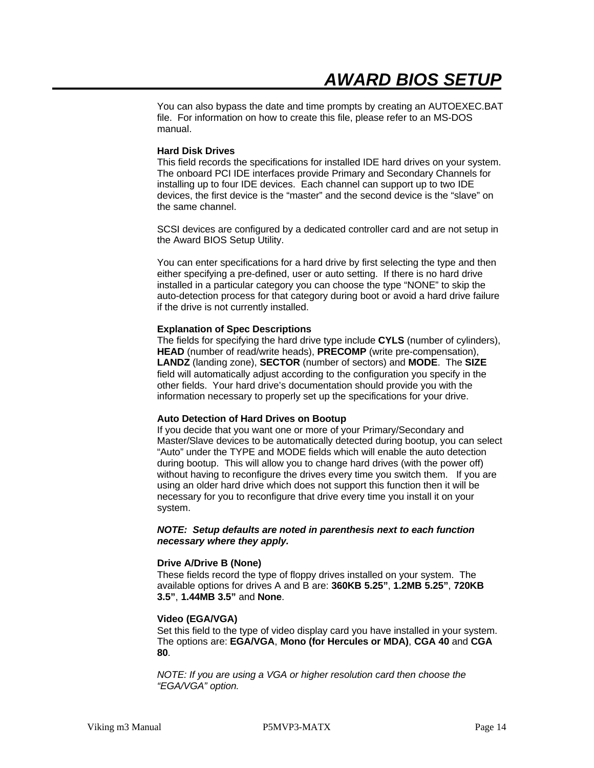You can also bypass the date and time prompts by creating an AUTOEXEC.BAT file.  For information on how to create this file, please refer to an MS-DOS manual.

**Hard Disk Drives**
This field records the specifications for installed IDE hard drives on your system. The onboard PCI IDE interfaces provide Primary and Secondary Channels for installing up to four IDE devices.  Each channel can support up to two IDE devices, the first device is the “master” and the second device is the “slave” on the same channel.

SCSI devices are configured by a dedicated controller card and are not setup in the Award BIOS Setup Utility.

You can enter specifications for a hard drive by first selecting the type and then either specifying a pre-defined, user or auto setting.  If there is no hard drive installed in a particular category you can choose the type “NONE” to skip the auto-detection process for that category during boot or avoid a hard drive failure if the drive is not currently installed.

**Explanation of Spec Descriptions**
The fields for specifying the hard drive type include **CYLS** (number of cylinders), **HEAD** (number of read/write heads), **PRECOMP** (write pre-compensation), **LANDZ** (landing zone), **SECTOR** (number of sectors) and **MODE**.  The **SIZE** field will automatically adjust according to the configuration you specify in the other fields.  Your hard drive’s documentation should provide you with the information necessary to properly set up the specifications for your drive.

**Auto Detection of Hard Drives on Bootup**
If you decide that you want one or more of your Primary/Secondary and Master/Slave devices to be automatically detected during bootup, you can select “Auto” under the TYPE and MODE fields which will enable the auto detection during bootup.  This will allow you to change hard drives (with the power off) without having to reconfigure the drives every time you switch them.   If you are using an older hard drive which does not support this function then it will be necessary for you to reconfigure that drive every time you install it on your system.

***NOTE:  Setup defaults are noted in parenthesis next to each function necessary where they apply.***

**Drive A/Drive B (None)**
These fields record the type of floppy drives installed on your system.  The available options for drives A and B are: **360KB 5.25”**, **1.2MB 5.25”**, **720KB 3.5”**, **1.44MB 3.5”** and **None**.

**Video (EGA/VGA)**
Set this field to the type of video display card you have installed in your system. The options are: **EGA/VGA**, **Mono (for Hercules or MDA)**, **CGA 40** and **CGA 80**.

*NOTE: If you are using a VGA or higher resolution card then choose the “EGA/VGA” option.*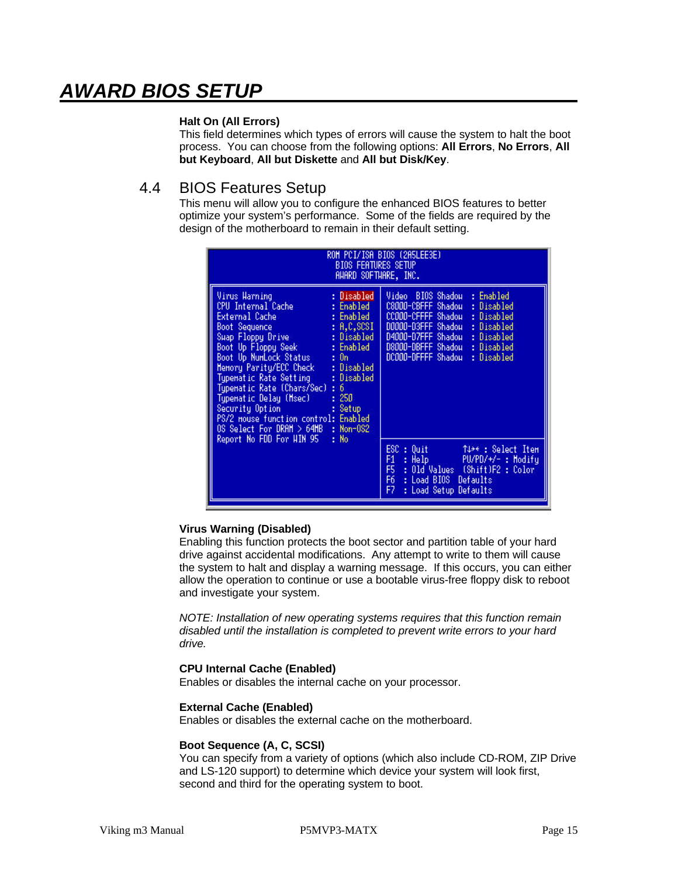### Halt On (All Errors)

This field determines which types of errors will cause the system to halt the boot process. You can choose from the following options: **All Errors**, **No Errors**, **All but Keyboard**, **All but Diskette** and **All but Disk/Key**.

## 4.4 BIOS Features Setup

This menu will allow you to configure the enhanced BIOS features to better optimize your system's performance. Some of the fields are required by the design of the motherboard to remain in their default setting.

```
                    ROM PCI/ISA BIOS (2A5LEE3E)
                        BIOS FEATURES SETUP
                        AWARD SOFTWARE, INC.

Virus Warning               : Disabled   | Video  BIOS Shadow  : Enabled
CPU Internal Cache          : Enabled    | C8000-CBFFF Shadow : Disabled
External Cache              : Enabled    | CC000-CFFFF Shadow : Disabled
Boot Sequence               : A,C,SCSI   | D0000-D3FFF Shadow : Disabled
Swap Floppy Drive           : Disabled   | D4000-D7FFF Shadow : Disabled
Boot Up Floppy Seek         : Enabled    | D8000-DBFFF Shadow : Disabled
Boot Up NumLock Status      : On         | DC000-DFFFF Shadow : Disabled
Memory Parity/ECC Check     : Disabled   |
Typematic Rate Setting      : Disabled   |
Typematic Rate (Chars/Sec)  : 6          |
Typematic Delay (Msec)      : 250        |
Security Option             : Setup      |
PS/2 mouse function control: Enabled     |
OS Select For DRAM > 64MB   : Non-OS2    |
Report No FDD For WIN 95    : No         | ESC : Quit         ↑↓→← : Select Item
                                         | F1  : Help         PU/PD/+/- : Modify
                                         | F5  : Old Values   (Shift)F2 : Color
                                         | F6  : Load BIOS  Defaults
                                         | F7  : Load Setup Defaults
```

### Virus Warning (Disabled)

Enabling this function protects the boot sector and partition table of your hard drive against accidental modifications. Any attempt to write to them will cause the system to halt and display a warning message. If this occurs, you can either allow the operation to continue or use a bootable virus-free floppy disk to reboot and investigate your system.

*NOTE: Installation of new operating systems requires that this function remain disabled until the installation is completed to prevent write errors to your hard drive.*

### CPU Internal Cache (Enabled)

Enables or disables the internal cache on your processor.

### External Cache (Enabled)

Enables or disables the external cache on the motherboard.

### Boot Sequence (A, C, SCSI)

You can specify from a variety of options (which also include CD-ROM, ZIP Drive and LS-120 support) to determine which device your system will look first, second and third for the operating system to boot.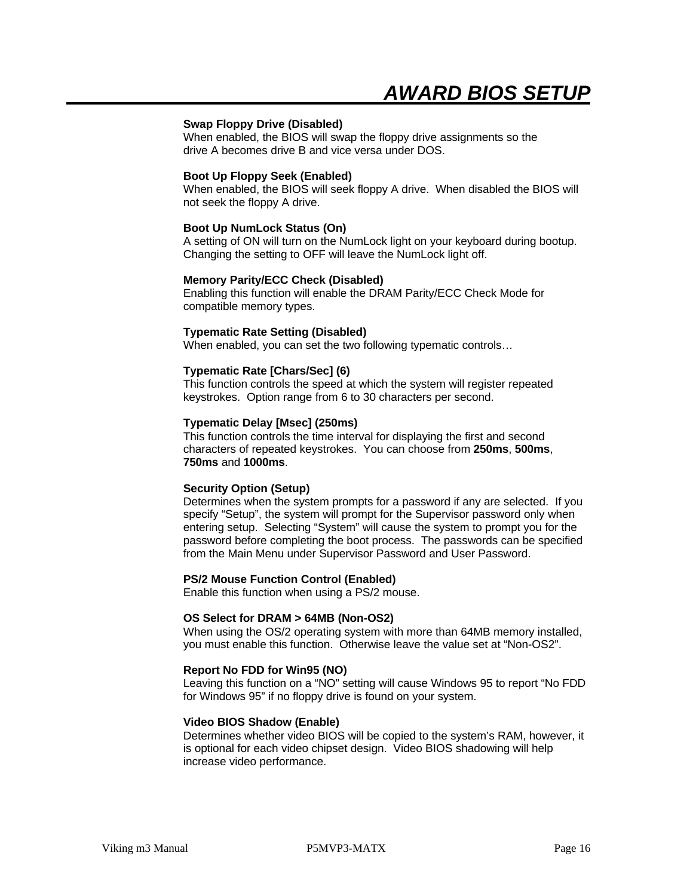## AWARD BIOS SETUP

**Swap Floppy Drive (Disabled)**
When enabled, the BIOS will swap the floppy drive assignments so the drive A becomes drive B and vice versa under DOS.

**Boot Up Floppy Seek (Enabled)**
When enabled, the BIOS will seek floppy A drive. When disabled the BIOS will not seek the floppy A drive.

**Boot Up NumLock Status (On)**
A setting of ON will turn on the NumLock light on your keyboard during bootup. Changing the setting to OFF will leave the NumLock light off.

**Memory Parity/ECC Check (Disabled)**
Enabling this function will enable the DRAM Parity/ECC Check Mode for compatible memory types.

**Typematic Rate Setting (Disabled)**
When enabled, you can set the two following typematic controls…

**Typematic Rate [Chars/Sec] (6)**
This function controls the speed at which the system will register repeated keystrokes. Option range from 6 to 30 characters per second.

**Typematic Delay [Msec] (250ms)**
This function controls the time interval for displaying the first and second characters of repeated keystrokes. You can choose from **250ms**, **500ms**, **750ms** and **1000ms**.

**Security Option (Setup)**
Determines when the system prompts for a password if any are selected. If you specify "Setup", the system will prompt for the Supervisor password only when entering setup. Selecting "System" will cause the system to prompt you for the password before completing the boot process. The passwords can be specified from the Main Menu under Supervisor Password and User Password.

**PS/2 Mouse Function Control (Enabled)**
Enable this function when using a PS/2 mouse.

**OS Select for DRAM > 64MB (Non-OS2)**
When using the OS/2 operating system with more than 64MB memory installed, you must enable this function. Otherwise leave the value set at "Non-OS2".

**Report No FDD for Win95 (NO)**
Leaving this function on a "NO" setting will cause Windows 95 to report "No FDD for Windows 95" if no floppy drive is found on your system.

**Video BIOS Shadow (Enable)**
Determines whether video BIOS will be copied to the system's RAM, however, it is optional for each video chipset design. Video BIOS shadowing will help increase video performance.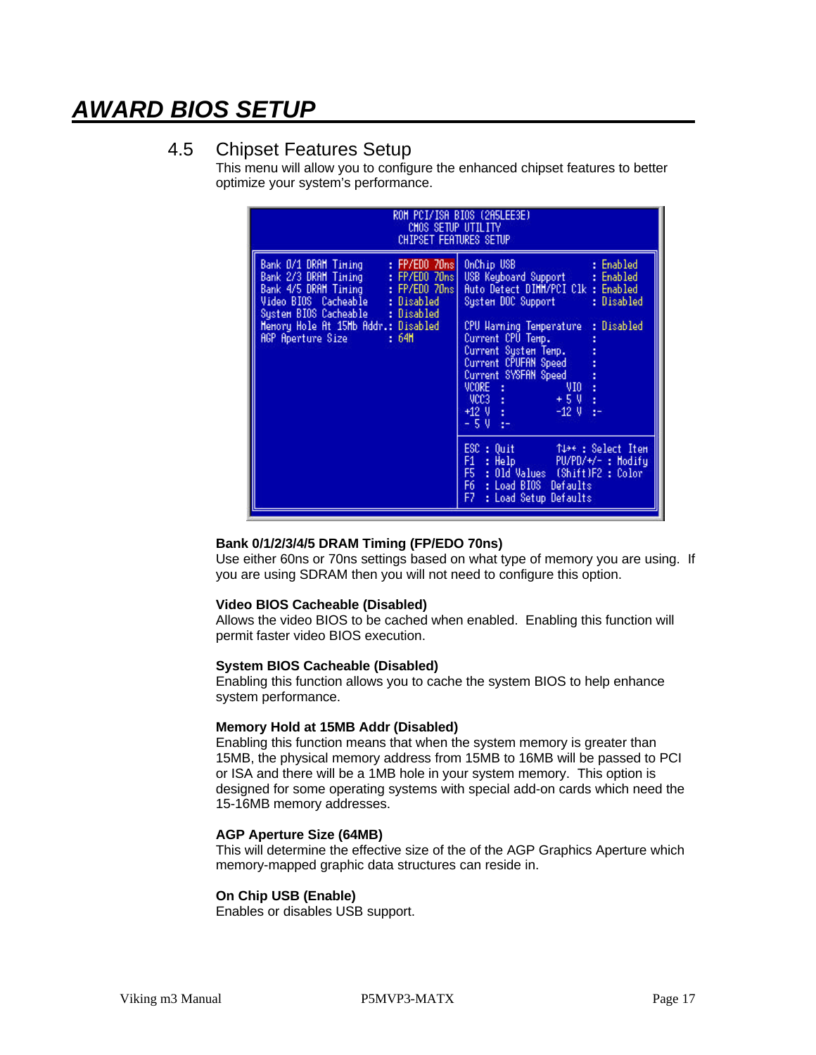# AWARD BIOS SETUP

## 4.5 Chipset Features Setup

This menu will allow you to configure the enhanced chipset features to better optimize your system's performance.

```
ROM PCI/ISA BIOS (2A5LEE3E)
CMOS SETUP UTILITY
CHIPSET FEATURES SETUP

Bank 0/1 DRAM Timing      : FP/EDO 70ns | OnChip USB                 : Enabled
Bank 2/3 DRAM Timing      : FP/EDO 70ns | USB Keyboard Support       : Enabled
Bank 4/5 DRAM Timing      : FP/EDO 70ns | Auto Detect DIMM/PCI Clk   : Enabled
Video BIOS  Cacheable     : Disabled    | System DOC Support         : Disabled
System BIOS Cacheable     : Disabled    |
Memory Hole At 15Mb Addr.: Disabled     | CPU Warning Temperature    : Disabled
AGP Aperture Size         : 64M         | Current CPU Temp.          :
                                        | Current System Temp.       :
                                        | Current CPUFAN Speed       :
                                        | Current SYSFAN Speed       :
                                        | VCORE  :           VIO     :
                                        |  VCC3  :           + 5 V   :
                                        | +12 V  :           -12 V   :-
                                        | - 5 V  :-
                                        |
                                        | ESC : Quit          ↑↓→← : Select Item
                                        | F1  : Help          PU/PD/+/- : Modify
                                        | F5  : Old Values    (Shift)F2 : Color
                                        | F6  : Load BIOS  Defaults
                                        | F7  : Load Setup Defaults
```

**Bank 0/1/2/3/4/5 DRAM Timing (FP/EDO 70ns)**
Use either 60ns or 70ns settings based on what type of memory you are using. If you are using SDRAM then you will not need to configure this option.

**Video BIOS Cacheable (Disabled)**
Allows the video BIOS to be cached when enabled. Enabling this function will permit faster video BIOS execution.

**System BIOS Cacheable (Disabled)**
Enabling this function allows you to cache the system BIOS to help enhance system performance.

**Memory Hold at 15MB Addr (Disabled)**
Enabling this function means that when the system memory is greater than 15MB, the physical memory address from 15MB to 16MB will be passed to PCI or ISA and there will be a 1MB hole in your system memory. This option is designed for some operating systems with special add-on cards which need the 15-16MB memory addresses.

**AGP Aperture Size (64MB)**
This will determine the effective size of the of the AGP Graphics Aperture which memory-mapped graphic data structures can reside in.

**On Chip USB (Enable)**
Enables or disables USB support.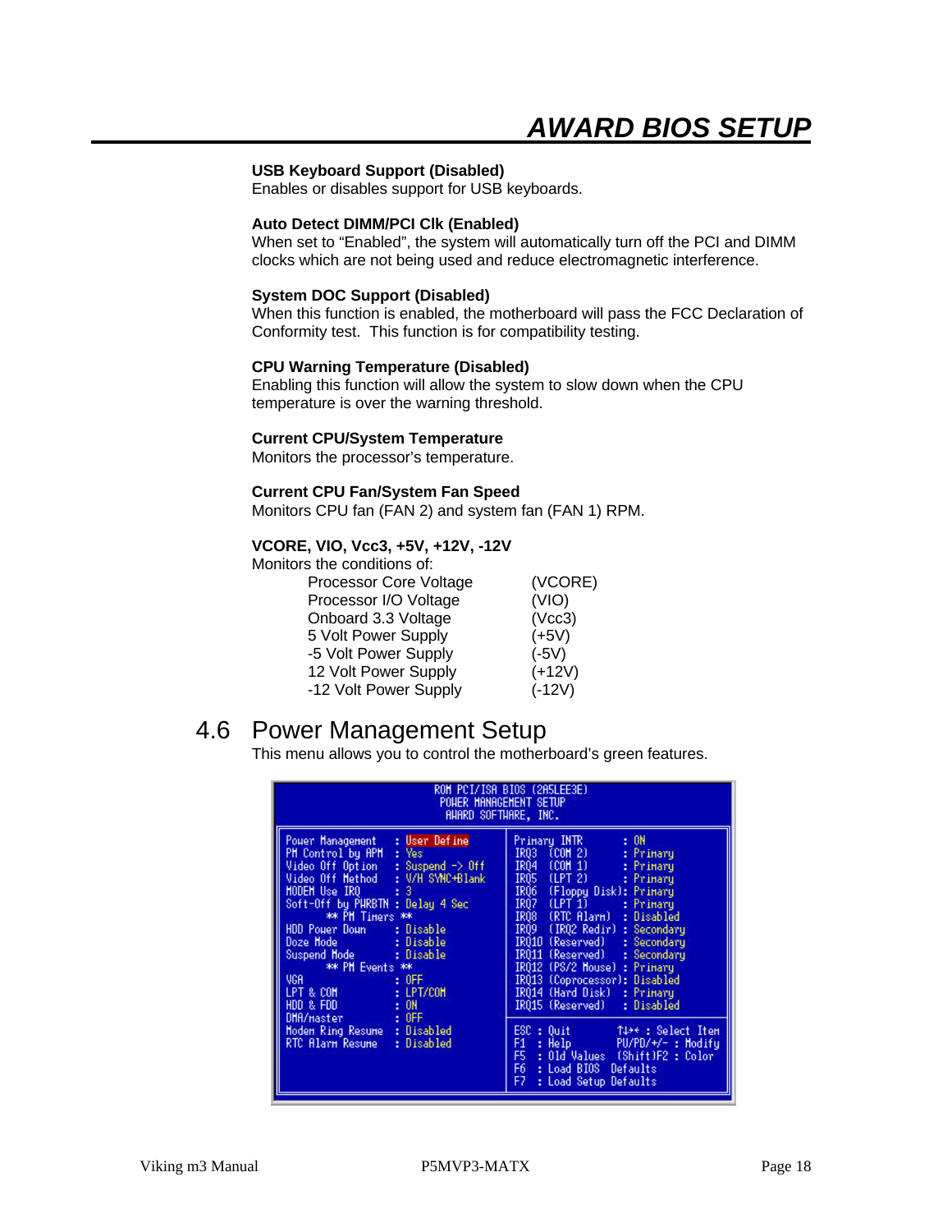**USB Keyboard Support (Disabled)**
Enables or disables support for USB keyboards.

**Auto Detect DIMM/PCI Clk (Enabled)**
When set to “Enabled”, the system will automatically turn off the PCI and DIMM clocks which are not being used and reduce electromagnetic interference.

**System DOC Support (Disabled)**
When this function is enabled, the motherboard will pass the FCC Declaration of Conformity test. This function is for compatibility testing.

**CPU Warning Temperature (Disabled)**
Enabling this function will allow the system to slow down when the CPU temperature is over the warning threshold.

**Current CPU/System Temperature**
Monitors the processor’s temperature.

**Current CPU Fan/System Fan Speed**
Monitors CPU fan (FAN 2) and system fan (FAN 1) RPM.

**VCORE, VIO, Vcc3, +5V, +12V, -12V**
Monitors the conditions of:

| | |
|---|---|
| Processor Core Voltage | (VCORE) |
| Processor I/O Voltage | (VIO) |
| Onboard 3.3 Voltage | (Vcc3) |
| 5 Volt Power Supply | (+5V) |
| -5 Volt Power Supply | (-5V) |
| 12 Volt Power Supply | (+12V) |
| -12 Volt Power Supply | (-12V) |

## 4.6 Power Management Setup

This menu allows you to control the motherboard’s green features.

```
                 ROM PCI/ISA BIOS (2A5LEE3E)
                    POWER MANAGEMENT SETUP
                     AWARD SOFTWARE, INC.

Power Management    : User Define     | Primary INTR        : ON
PM Control by APM   : Yes             | IRQ3  (COM 2)       : Primary
Video Off Option    : Suspend -> Off  | IRQ4  (COM 1)       : Primary
Video Off Method    : V/H SYNC+Blank  | IRQ5  (LPT 2)       : Primary
MODEM Use IRQ       : 3               | IRQ6  (Floppy Disk) : Primary
Soft-Off by PWRBTN  : Delay 4 Sec     | IRQ7  (LPT 1)       : Primary
      ** PM Timers **                 | IRQ8  (RTC Alarm)   : Disabled
HDD Power Down      : Disable         | IRQ9  (IRQ2 Redir)  : Secondary
Doze Mode           : Disable         | IRQ10 (Reserved)    : Secondary
Suspend Mode        : Disable         | IRQ11 (Reserved)    : Secondary
      ** PM Events **                 | IRQ12 (PS/2 Mouse)  : Primary
VGA                 : OFF             | IRQ13 (Coprocessor) : Disabled
LPT & COM           : LPT/COM         | IRQ14 (Hard Disk)   : Primary
HDD & FDD           : ON              | IRQ15 (Reserved)    : Disabled
DMA/master          : OFF             |
Modem Ring Resume   : Disabled        | ESC : Quit      ↑↓→← : Select Item
RTC Alarm Resume    : Disabled        | F1  : Help      PU/PD/+/- : Modify
                                      | F5  : Old Values  (Shift)F2 : Color
                                      | F6  : Load BIOS  Defaults
                                      | F7  : Load Setup Defaults
```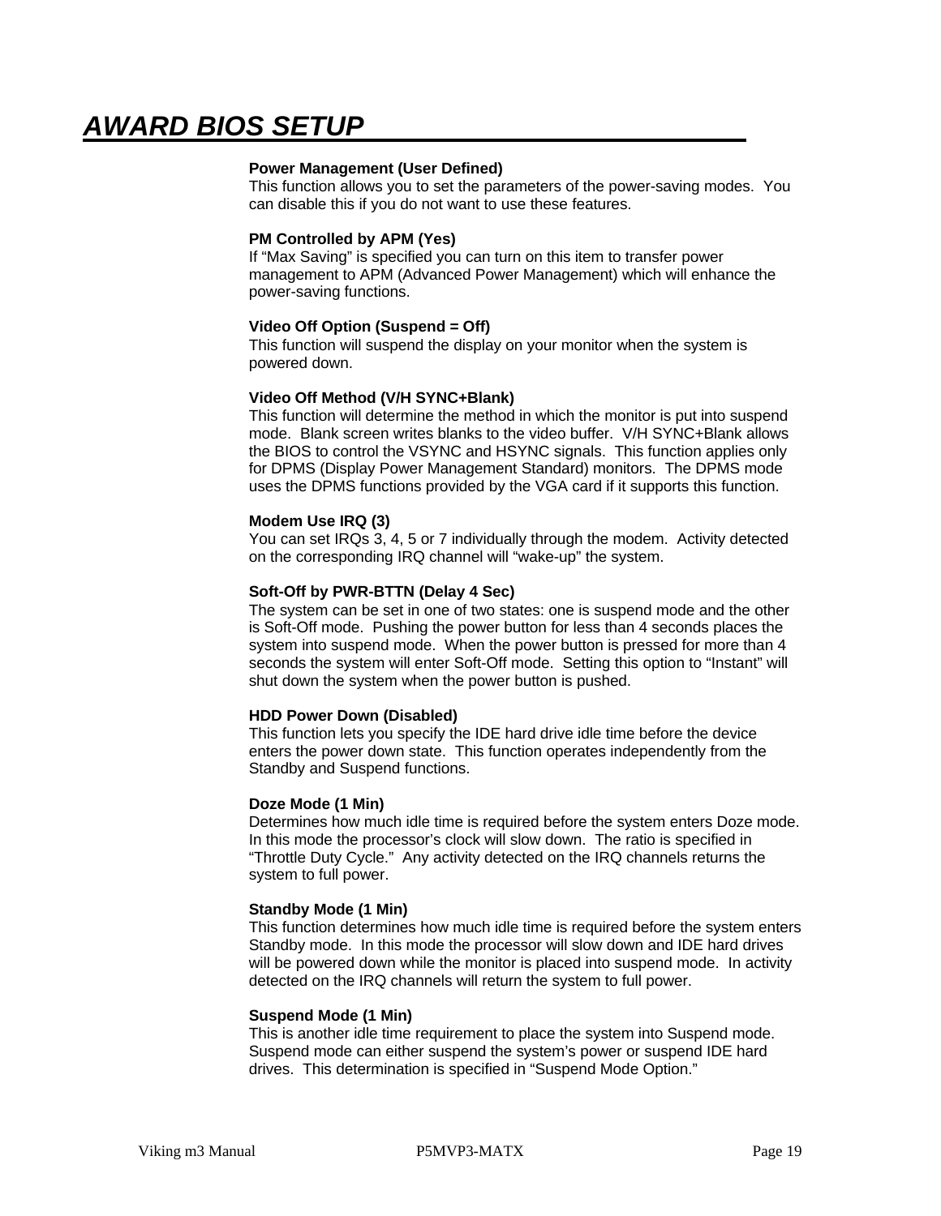# AWARD BIOS SETUP

**Power Management (User Defined)**
This function allows you to set the parameters of the power-saving modes. You can disable this if you do not want to use these features.

**PM Controlled by APM (Yes)**
If “Max Saving” is specified you can turn on this item to transfer power management to APM (Advanced Power Management) which will enhance the power-saving functions.

**Video Off Option (Suspend = Off)**
This function will suspend the display on your monitor when the system is powered down.

**Video Off Method (V/H SYNC+Blank)**
This function will determine the method in which the monitor is put into suspend mode. Blank screen writes blanks to the video buffer. V/H SYNC+Blank allows the BIOS to control the VSYNC and HSYNC signals. This function applies only for DPMS (Display Power Management Standard) monitors. The DPMS mode uses the DPMS functions provided by the VGA card if it supports this function.

**Modem Use IRQ (3)**
You can set IRQs 3, 4, 5 or 7 individually through the modem. Activity detected on the corresponding IRQ channel will “wake-up” the system.

**Soft-Off by PWR-BTTN (Delay 4 Sec)**
The system can be set in one of two states: one is suspend mode and the other is Soft-Off mode. Pushing the power button for less than 4 seconds places the system into suspend mode. When the power button is pressed for more than 4 seconds the system will enter Soft-Off mode. Setting this option to “Instant” will shut down the system when the power button is pushed.

**HDD Power Down (Disabled)**
This function lets you specify the IDE hard drive idle time before the device enters the power down state. This function operates independently from the Standby and Suspend functions.

**Doze Mode (1 Min)**
Determines how much idle time is required before the system enters Doze mode. In this mode the processor’s clock will slow down. The ratio is specified in “Throttle Duty Cycle.” Any activity detected on the IRQ channels returns the system to full power.

**Standby Mode (1 Min)**
This function determines how much idle time is required before the system enters Standby mode. In this mode the processor will slow down and IDE hard drives will be powered down while the monitor is placed into suspend mode. In activity detected on the IRQ channels will return the system to full power.

**Suspend Mode (1 Min)**
This is another idle time requirement to place the system into Suspend mode. Suspend mode can either suspend the system’s power or suspend IDE hard drives. This determination is specified in “Suspend Mode Option.”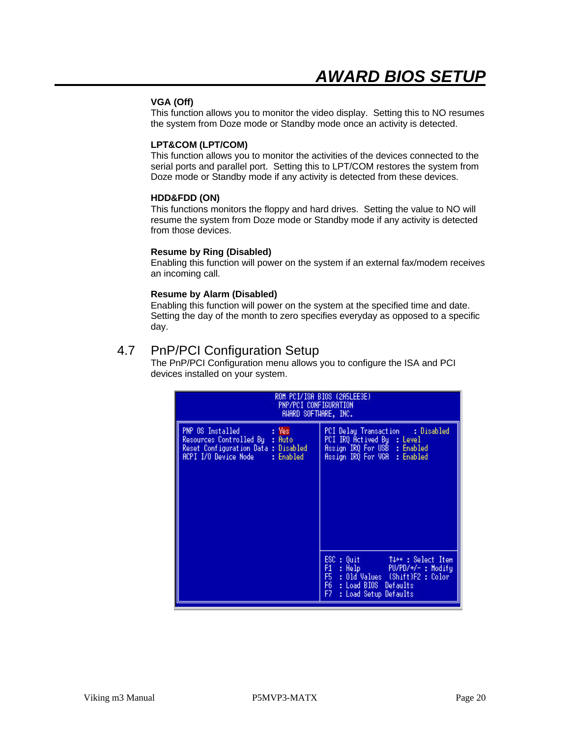**VGA (Off)**
This function allows you to monitor the video display. Setting this to NO resumes the system from Doze mode or Standby mode once an activity is detected.

**LPT&COM (LPT/COM)**
This function allows you to monitor the activities of the devices connected to the serial ports and parallel port. Setting this to LPT/COM restores the system from Doze mode or Standby mode if any activity is detected from these devices.

**HDD&FDD (ON)**
This functions monitors the floppy and hard drives. Setting the value to NO will resume the system from Doze mode or Standby mode if any activity is detected from those devices.

**Resume by Ring (Disabled)**
Enabling this function will power on the system if an external fax/modem receives an incoming call.

**Resume by Alarm (Disabled)**
Enabling this function will power on the system at the specified time and date. Setting the day of the month to zero specifies everyday as opposed to a specific day.

## 4.7 PnP/PCI Configuration Setup

The PnP/PCI Configuration menu allows you to configure the ISA and PCI devices installed on your system.

```
ROM PCI/ISA BIOS (2A5LEE3E)
PNP/PCI CONFIGURATION
AWARD SOFTWARE, INC.

PNP OS Installed          : Yes        PCI Delay Transaction    : Disabled
Resources Controlled By   : Auto       PCI IRQ Actived By       : Level
Reset Configuration Data  : Disabled   Assign IRQ For USB       : Enabled
ACPI I/O Device Node      : Enabled    Assign IRQ For VGA       : Enabled

                                       ESC : Quit          ↑↓→← : Select Item
                                       F1  : Help          PU/PD/+/- : Modify
                                       F5  : Old Values    (Shift)F2 : Color
                                       F6  : Load BIOS  Defaults
                                       F7  : Load Setup Defaults
```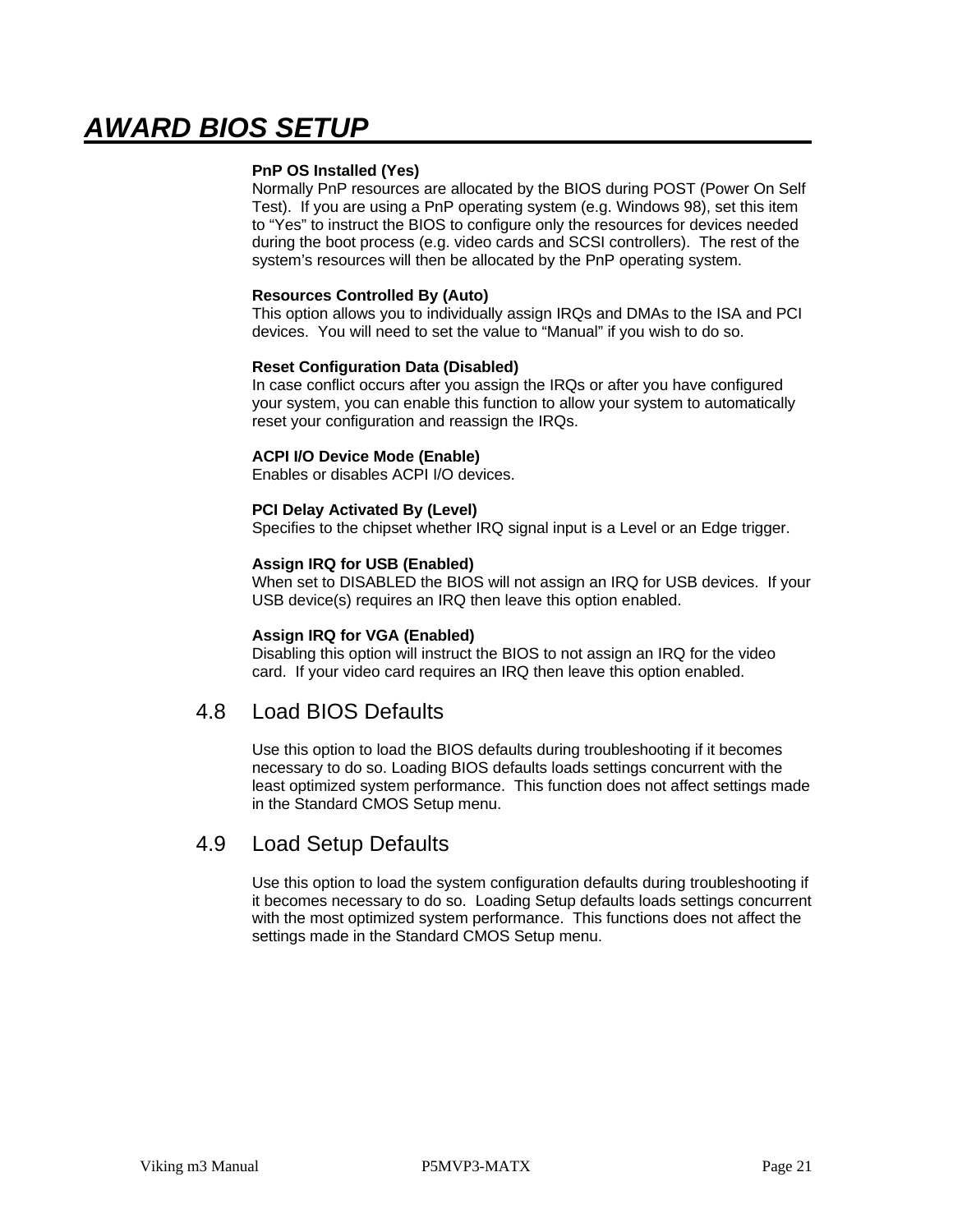# AWARD BIOS SETUP

**PnP OS Installed (Yes)**
Normally PnP resources are allocated by the BIOS during POST (Power On Self Test). If you are using a PnP operating system (e.g. Windows 98), set this item to "Yes" to instruct the BIOS to configure only the resources for devices needed during the boot process (e.g. video cards and SCSI controllers). The rest of the system's resources will then be allocated by the PnP operating system.

**Resources Controlled By (Auto)**
This option allows you to individually assign IRQs and DMAs to the ISA and PCI devices. You will need to set the value to "Manual" if you wish to do so.

**Reset Configuration Data (Disabled)**
In case conflict occurs after you assign the IRQs or after you have configured your system, you can enable this function to allow your system to automatically reset your configuration and reassign the IRQs.

**ACPI I/O Device Mode (Enable)**
Enables or disables ACPI I/O devices.

**PCI Delay Activated By (Level)**
Specifies to the chipset whether IRQ signal input is a Level or an Edge trigger.

**Assign IRQ for USB (Enabled)**
When set to DISABLED the BIOS will not assign an IRQ for USB devices. If your USB device(s) requires an IRQ then leave this option enabled.

**Assign IRQ for VGA (Enabled)**
Disabling this option will instruct the BIOS to not assign an IRQ for the video card. If your video card requires an IRQ then leave this option enabled.

## 4.8 Load BIOS Defaults

Use this option to load the BIOS defaults during troubleshooting if it becomes necessary to do so. Loading BIOS defaults loads settings concurrent with the least optimized system performance. This function does not affect settings made in the Standard CMOS Setup menu.

## 4.9 Load Setup Defaults

Use this option to load the system configuration defaults during troubleshooting if it becomes necessary to do so. Loading Setup defaults loads settings concurrent with the most optimized system performance. This functions does not affect the settings made in the Standard CMOS Setup menu.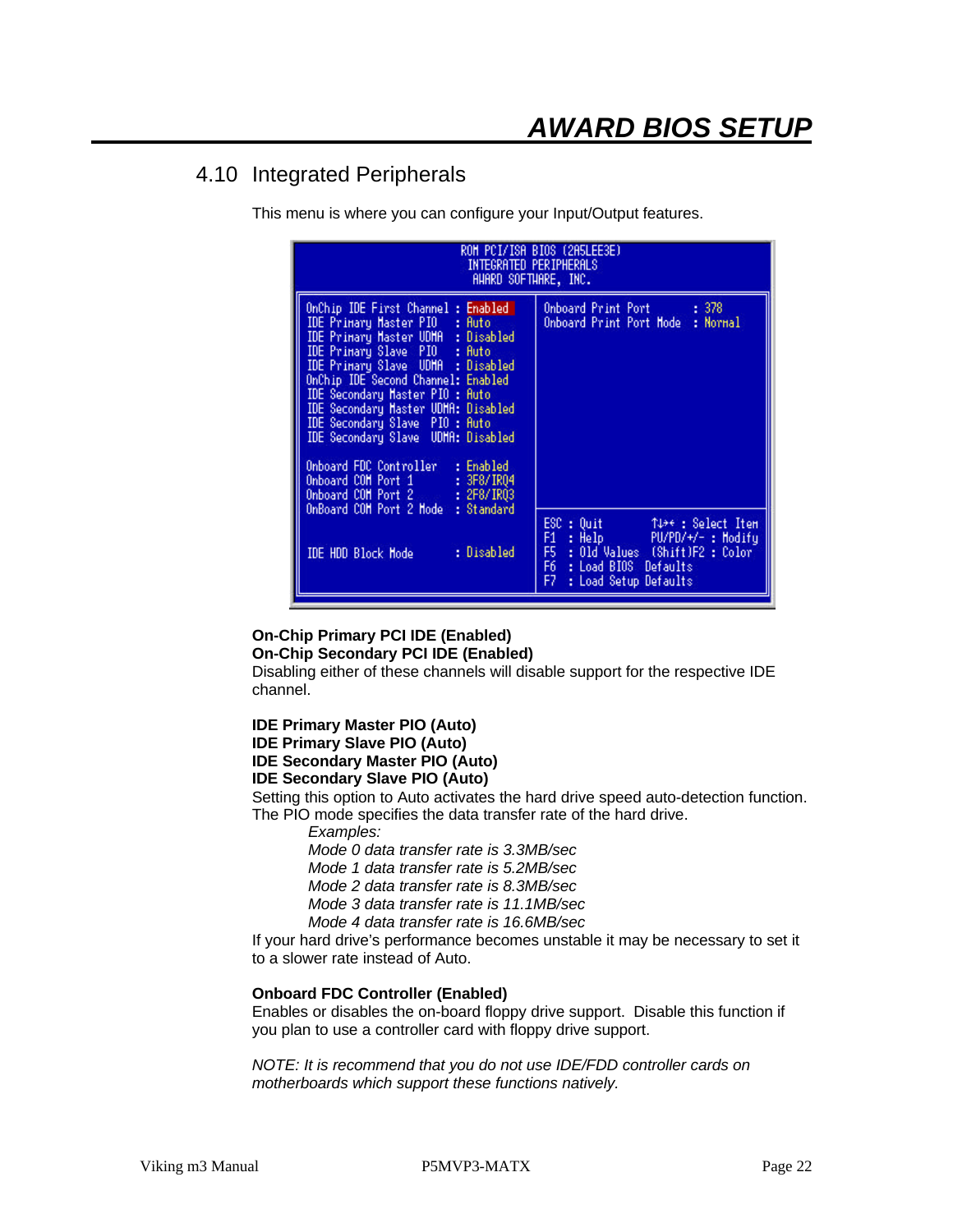# AWARD BIOS SETUP

## 4.10 Integrated Peripherals

This menu is where you can configure your Input/Output features.

```
ROM PCI/ISA BIOS (2A5LEE3E)
INTEGRATED PERIPHERALS
AWARD SOFTWARE, INC.

OnChip IDE First Channel : Enabled        Onboard Print Port      : 378
IDE Primary Master PIO   : Auto           Onboard Print Port Mode : Normal
IDE Primary Master UDMA  : Disabled
IDE Primary Slave  PIO   : Auto
IDE Primary Slave  UDMA  : Disabled
OnChip IDE Second Channel: Enabled
IDE Secondary Master PIO : Auto
IDE Secondary Master UDMA: Disabled
IDE Secondary Slave  PIO : Auto
IDE Secondary Slave  UDMA: Disabled

Onboard FDC Controller   : Enabled
Onboard COM Port 1       : 3F8/IRQ4
Onboard COM Port 2       : 2F8/IRQ3
OnBoard COM Port 2 Mode  : Standard       ESC : Quit        ↑↓→← : Select Item
                                          F1  : Help        PU/PD/+/- : Modify
IDE HDD Block Mode       : Disabled       F5  : Old Values  (Shift)F2 : Color
                                          F6  : Load BIOS  Defaults
                                          F7  : Load Setup Defaults
```

**On-Chip Primary PCI IDE (Enabled)**
**On-Chip Secondary PCI IDE (Enabled)**
Disabling either of these channels will disable support for the respective IDE channel.

**IDE Primary Master PIO (Auto)**
**IDE Primary Slave PIO (Auto)**
**IDE Secondary Master PIO (Auto)**
**IDE Secondary Slave PIO (Auto)**
Setting this option to Auto activates the hard drive speed auto-detection function. The PIO mode specifies the data transfer rate of the hard drive.

*Examples:*
*Mode 0 data transfer rate is 3.3MB/sec*
*Mode 1 data transfer rate is 5.2MB/sec*
*Mode 2 data transfer rate is 8.3MB/sec*
*Mode 3 data transfer rate is 11.1MB/sec*
*Mode 4 data transfer rate is 16.6MB/sec*

If your hard drive's performance becomes unstable it may be necessary to set it to a slower rate instead of Auto.

**Onboard FDC Controller (Enabled)**
Enables or disables the on-board floppy drive support. Disable this function if you plan to use a controller card with floppy drive support.

*NOTE: It is recommend that you do not use IDE/FDD controller cards on motherboards which support these functions natively.*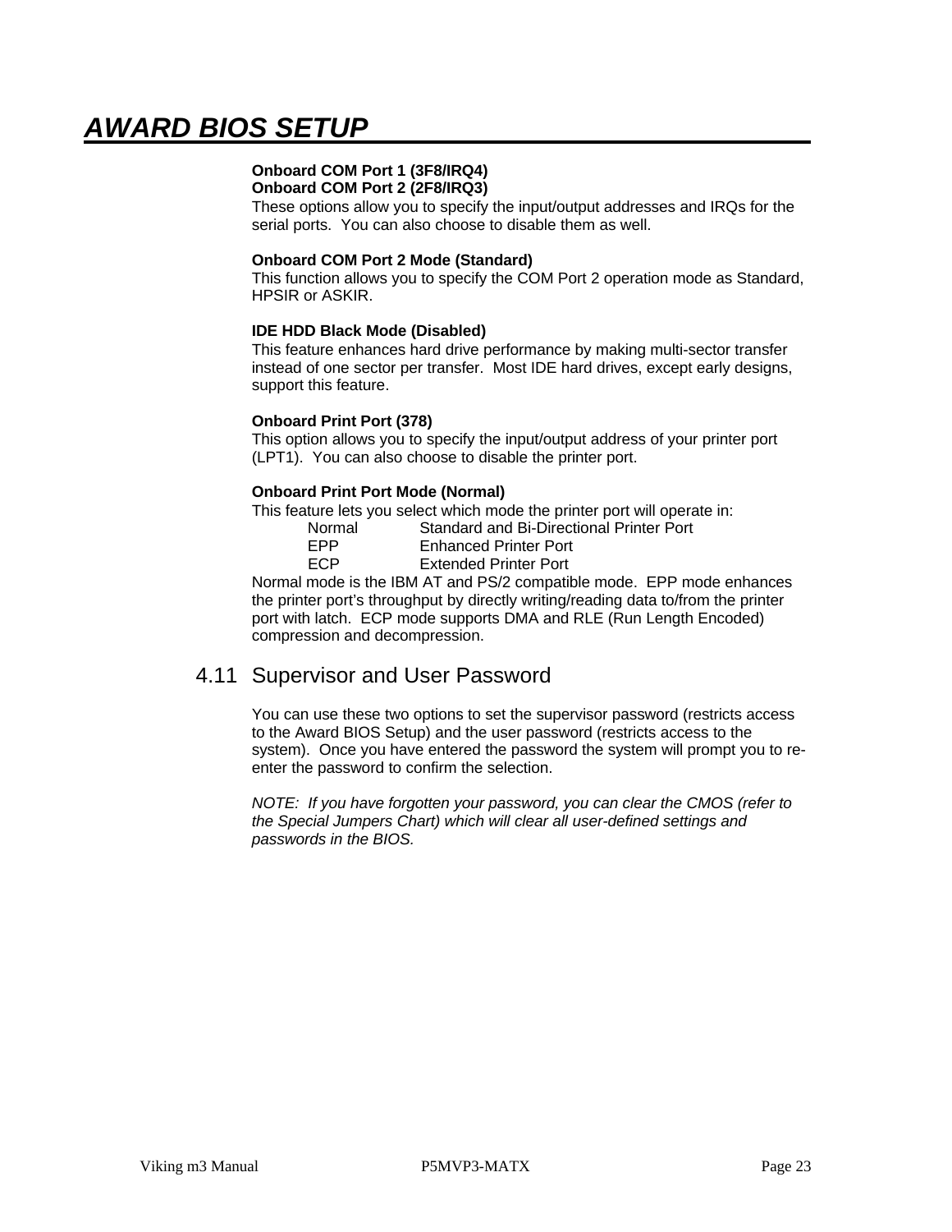# AWARD BIOS SETUP

**Onboard COM Port 1 (3F8/IRQ4)**
**Onboard COM Port 2 (2F8/IRQ3)**
These options allow you to specify the input/output addresses and IRQs for the serial ports. You can also choose to disable them as well.

**Onboard COM Port 2 Mode (Standard)**
This function allows you to specify the COM Port 2 operation mode as Standard, HPSIR or ASKIR.

**IDE HDD Black Mode (Disabled)**
This feature enhances hard drive performance by making multi-sector transfer instead of one sector per transfer. Most IDE hard drives, except early designs, support this feature.

**Onboard Print Port (378)**
This option allows you to specify the input/output address of your printer port (LPT1). You can also choose to disable the printer port.

**Onboard Print Port Mode (Normal)**
This feature lets you select which mode the printer port will operate in:

| | |
|---|---|
| Normal | Standard and Bi-Directional Printer Port |
| EPP | Enhanced Printer Port |
| ECP | Extended Printer Port |

Normal mode is the IBM AT and PS/2 compatible mode. EPP mode enhances the printer port's throughput by directly writing/reading data to/from the printer port with latch. ECP mode supports DMA and RLE (Run Length Encoded) compression and decompression.

## 4.11 Supervisor and User Password

You can use these two options to set the supervisor password (restricts access to the Award BIOS Setup) and the user password (restricts access to the system). Once you have entered the password the system will prompt you to re-enter the password to confirm the selection.

*NOTE: If you have forgotten your password, you can clear the CMOS (refer to the Special Jumpers Chart) which will clear all user-defined settings and passwords in the BIOS.*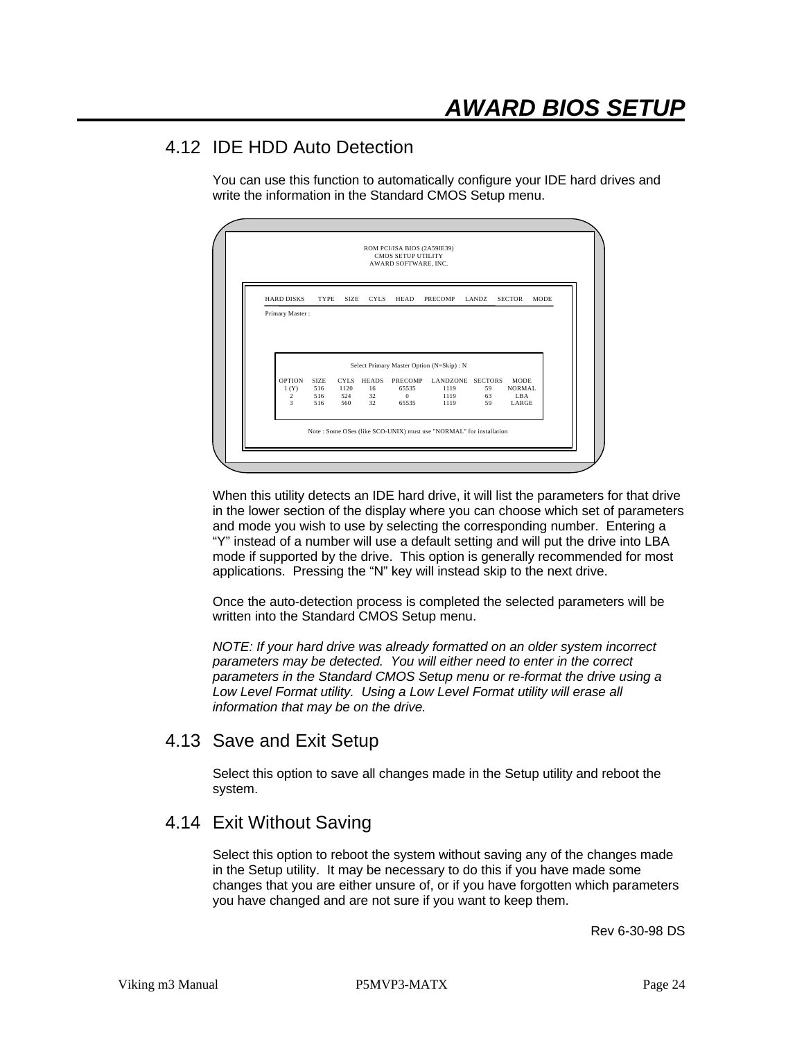# AWARD BIOS SETUP

## 4.12 IDE HDD Auto Detection

You can use this function to automatically configure your IDE hard drives and write the information in the Standard CMOS Setup menu.

```
ROM PCI/ISA BIOS (2A59IE39)
CMOS SETUP UTILITY
AWARD SOFTWARE, INC.

HARD DISKS    TYPE   SIZE   CYLS   HEAD   PRECOMP   LANDZ   SECTOR   MODE
Primary Master :

              Select Primary Master Option (N=Skip) : N

OPTION   SIZE   CYLS   HEADS   PRECOMP   LANDZONE   SECTORS   MODE
 1 (Y)   516    1120    16      65535      1119        59     NORMAL
 2       516     524    32          0      1119        63     LBA
 3       516     560    32      65535      1119        59     LARGE

Note : Some OSes (like SCO-UNIX) must use "NORMAL" for installation
```

When this utility detects an IDE hard drive, it will list the parameters for that drive in the lower section of the display where you can choose which set of parameters and mode you wish to use by selecting the corresponding number. Entering a "Y" instead of a number will use a default setting and will put the drive into LBA mode if supported by the drive. This option is generally recommended for most applications. Pressing the "N" key will instead skip to the next drive.

Once the auto-detection process is completed the selected parameters will be written into the Standard CMOS Setup menu.

*NOTE: If your hard drive was already formatted on an older system incorrect parameters may be detected. You will either need to enter in the correct parameters in the Standard CMOS Setup menu or re-format the drive using a Low Level Format utility. Using a Low Level Format utility will erase all information that may be on the drive.*

## 4.13 Save and Exit Setup

Select this option to save all changes made in the Setup utility and reboot the system.

## 4.14 Exit Without Saving

Select this option to reboot the system without saving any of the changes made in the Setup utility. It may be necessary to do this if you have made some changes that you are either unsure of, or if you have forgotten which parameters you have changed and are not sure if you want to keep them.

Rev 6-30-98 DS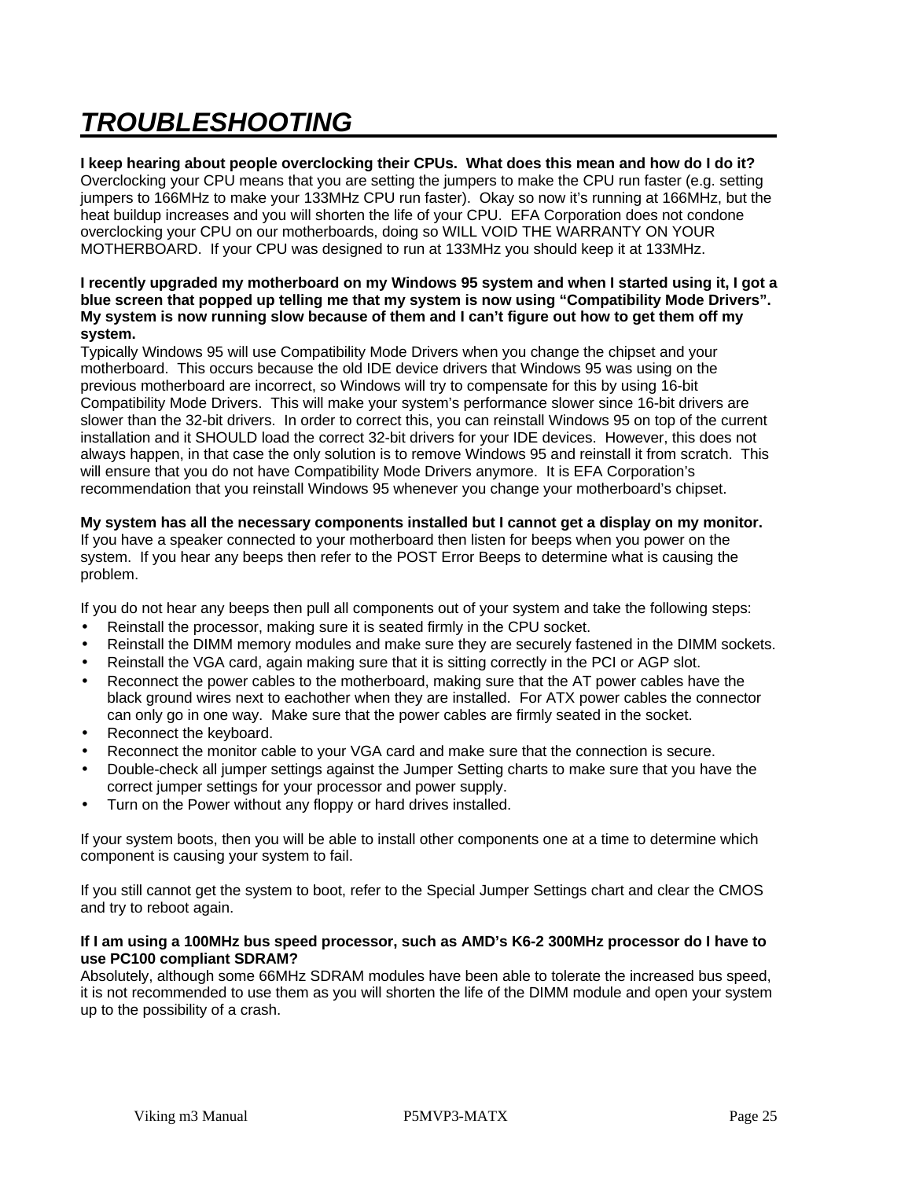# *TROUBLESHOOTING*

**I keep hearing about people overclocking their CPUs.  What does this mean and how do I do it?**
Overclocking your CPU means that you are setting the jumpers to make the CPU run faster (e.g. setting jumpers to 166MHz to make your 133MHz CPU run faster).  Okay so now it's running at 166MHz, but the heat buildup increases and you will shorten the life of your CPU.  EFA Corporation does not condone overclocking your CPU on our motherboards, doing so WILL VOID THE WARRANTY ON YOUR MOTHERBOARD.  If your CPU was designed to run at 133MHz you should keep it at 133MHz.

**I recently upgraded my motherboard on my Windows 95 system and when I started using it, I got a blue screen that popped up telling me that my system is now using "Compatibility Mode Drivers". My system is now running slow because of them and I can't figure out how to get them off my system.**
Typically Windows 95 will use Compatibility Mode Drivers when you change the chipset and your motherboard.  This occurs because the old IDE device drivers that Windows 95 was using on the previous motherboard are incorrect, so Windows will try to compensate for this by using 16-bit Compatibility Mode Drivers.  This will make your system's performance slower since 16-bit drivers are slower than the 32-bit drivers.  In order to correct this, you can reinstall Windows 95 on top of the current installation and it SHOULD load the correct 32-bit drivers for your IDE devices.  However, this does not always happen, in that case the only solution is to remove Windows 95 and reinstall it from scratch.  This will ensure that you do not have Compatibility Mode Drivers anymore.  It is EFA Corporation's recommendation that you reinstall Windows 95 whenever you change your motherboard's chipset.

**My system has all the necessary components installed but I cannot get a display on my monitor.**
If you have a speaker connected to your motherboard then listen for beeps when you power on the system.  If you hear any beeps then refer to the POST Error Beeps to determine what is causing the problem.

If you do not hear any beeps then pull all components out of your system and take the following steps:

- Reinstall the processor, making sure it is seated firmly in the CPU socket.
- Reinstall the DIMM memory modules and make sure they are securely fastened in the DIMM sockets.
- Reinstall the VGA card, again making sure that it is sitting correctly in the PCI or AGP slot.
- Reconnect the power cables to the motherboard, making sure that the AT power cables have the black ground wires next to eachother when they are installed.  For ATX power cables the connector can only go in one way.  Make sure that the power cables are firmly seated in the socket.
- Reconnect the keyboard.
- Reconnect the monitor cable to your VGA card and make sure that the connection is secure.
- Double-check all jumper settings against the Jumper Setting charts to make sure that you have the correct jumper settings for your processor and power supply.
- Turn on the Power without any floppy or hard drives installed.

If your system boots, then you will be able to install other components one at a time to determine which component is causing your system to fail.

If you still cannot get the system to boot, refer to the Special Jumper Settings chart and clear the CMOS and try to reboot again.

**If I am using a 100MHz bus speed processor, such as AMD's K6-2 300MHz processor do I have to use PC100 compliant SDRAM?**
Absolutely, although some 66MHz SDRAM modules have been able to tolerate the increased bus speed, it is not recommended to use them as you will shorten the life of the DIMM module and open your system up to the possibility of a crash.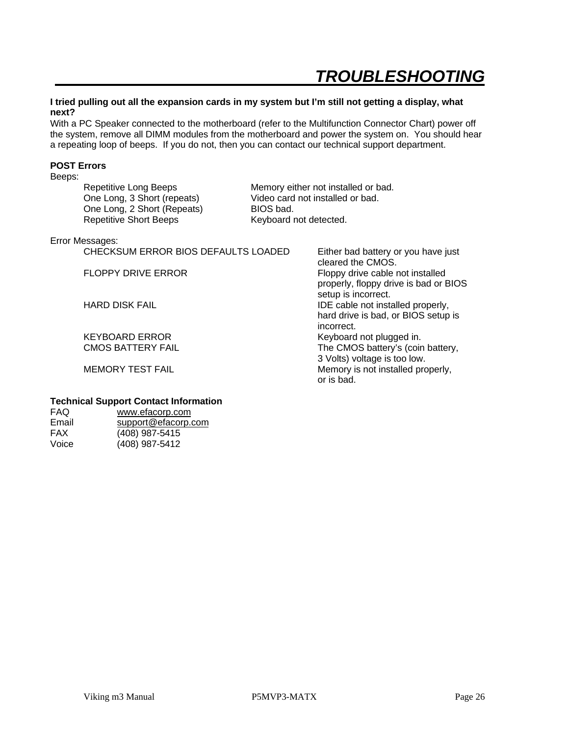# TROUBLESHOOTING

**I tried pulling out all the expansion cards in my system but I'm still not getting a display, what next?**

With a PC Speaker connected to the motherboard (refer to the Multifunction Connector Chart) power off the system, remove all DIMM modules from the motherboard and power the system on. You should hear a repeating loop of beeps. If you do not, then you can contact our technical support department.

**POST Errors**

Beeps:

| | |
|---|---|
| Repetitive Long Beeps | Memory either not installed or bad. |
| One Long, 3 Short (repeats) | Video card not installed or bad. |
| One Long, 2 Short (Repeats) | BIOS bad. |
| Repetitive Short Beeps | Keyboard not detected. |

Error Messages:

| | |
|---|---|
| CHECKSUM ERROR BIOS DEFAULTS LOADED | Either bad battery or you have just cleared the CMOS. |
| FLOPPY DRIVE ERROR | Floppy drive cable not installed properly, floppy drive is bad or BIOS setup is incorrect. |
| HARD DISK FAIL | IDE cable not installed properly, hard drive is bad, or BIOS setup is incorrect. |
| KEYBOARD ERROR | Keyboard not plugged in. |
| CMOS BATTERY FAIL | The CMOS battery's (coin battery, 3 Volts) voltage is too low. |
| MEMORY TEST FAIL | Memory is not installed properly, or is bad. |

**Technical Support Contact Information**

| | |
|---|---|
| FAQ | www.efacorp.com |
| Email | support@efacorp.com |
| FAX | (408) 987-5415 |
| Voice | (408) 987-5412 |